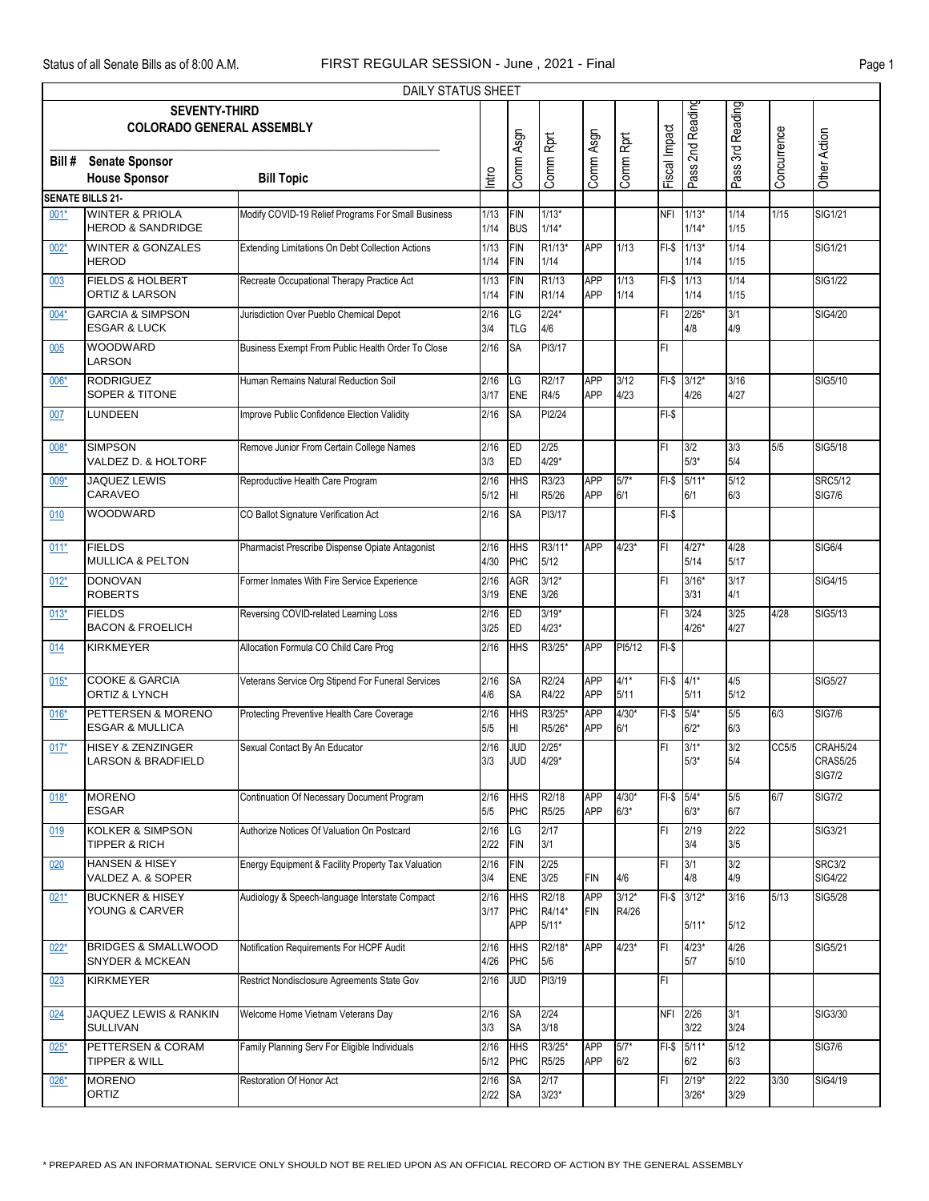Status of all Senate Bills as of 8:00 A.M.

FIRST REGULAR SESSION - June , 2021 - Final

DAILY STATUS SHEET

## SEVENTY-THIRD COLORADO GENERAL ASSEMBLY

| Bill # | Senate Sponsor / House Sponsor | Bill Topic | Intro | Comm Asgn | Comm Rprt | Comm Asgn | Comm Rprt | Fiscal Impact | Pass 2nd Reading | Pass 3rd Reading | Concurrence | Other Action |
|---|---|---|---|---|---|---|---|---|---|---|---|---|
| **SENATE BILLS 21-** | | | | | | | | | | | | |
| 001* | WINTER & PRIOLA<br>HEROD & SANDRIDGE | Modify COVID-19 Relief Programs For Small Business | 1/13<br>1/14 | FIN<br>BUS | 1/13*<br>1/14* | | | NFI | 1/13*<br>1/14* | 1/14<br>1/15 | 1/15 | SIG1/21 |
| 002* | WINTER & GONZALES<br>HEROD | Extending Limitations On Debt Collection Actions | 1/13<br>1/14 | FIN<br>FIN | R1/13*<br>1/14 | APP | 1/13 | FI-$ | 1/13*<br>1/14 | 1/14<br>1/15 | | SIG1/21 |
| 003 | FIELDS & HOLBERT<br>ORTIZ & LARSON | Recreate Occupational Therapy Practice Act | 1/13<br>1/14 | FIN<br>FIN | R1/13<br>R1/14 | APP<br>APP | 1/13<br>1/14 | FI-$ | 1/13<br>1/14 | 1/14<br>1/15 | | SIG1/22 |
| 004* | GARCIA & SIMPSON<br>ESGAR & LUCK | Jurisdiction Over Pueblo Chemical Depot | 2/16<br>3/4 | LG<br>TLG | 2/24*<br>4/6 | | | FI | 2/26*<br>4/8 | 3/1<br>4/9 | | SIG4/20 |
| 005 | WOODWARD<br>LARSON | Business Exempt From Public Health Order To Close | 2/16 | SA | PI3/17 | | | FI | | | | |
| 006* | RODRIGUEZ<br>SOPER & TITONE | Human Remains Natural Reduction Soil | 2/16<br>3/17 | LG<br>ENE | R2/17<br>R4/5 | APP<br>APP | 3/12<br>4/23 | FI-$ | 3/12*<br>4/26 | 3/16<br>4/27 | | SIG5/10 |
| 007 | LUNDEEN | Improve Public Confidence Election Validity | 2/16 | SA | PI2/24 | | | FI-$ | | | | |
| 008* | SIMPSON<br>VALDEZ D. & HOLTORF | Remove Junior From Certain College Names | 2/16<br>3/3 | ED<br>ED | 2/25<br>4/29* | | | FI | 3/2<br>5/3* | 3/3<br>5/4 | 5/5 | SIG5/18 |
| 009* | JAQUEZ LEWIS<br>CARAVEO | Reproductive Health Care Program | 2/16<br>5/12 | HHS<br>HI | R3/23<br>R5/26 | APP<br>APP | 5/7*<br>6/1 | FI-$ | 5/11*<br>6/1 | 5/12<br>6/3 | | SRC5/12<br>SIG7/6 |
| 010 | WOODWARD | CO Ballot Signature Verification Act | 2/16 | SA | PI3/17 | | | FI-$ | | | | |
| 011* | FIELDS<br>MULLICA & PELTON | Pharmacist Prescribe Dispense Opiate Antagonist | 2/16<br>4/30 | HHS<br>PHC | R3/11*<br>5/12 | APP | 4/23* | FI | 4/27*<br>5/14 | 4/28<br>5/17 | | SIG6/4 |
| 012* | DONOVAN<br>ROBERTS | Former Inmates With Fire Service Experience | 2/16<br>3/19 | AGR<br>ENE | 3/12*<br>3/26 | | | FI | 3/16*<br>3/31 | 3/17<br>4/1 | | SIG4/15 |
| 013* | FIELDS<br>BACON & FROELICH | Reversing COVID-related Learning Loss | 2/16<br>3/25 | ED<br>ED | 3/19*<br>4/23* | | | FI | 3/24<br>4/26* | 3/25<br>4/27 | 4/28 | SIG5/13 |
| 014 | KIRKMEYER | Allocation Formula CO Child Care Prog | 2/16 | HHS | R3/25* | APP | PI5/12 | FI-$ | | | | |
| 015* | COOKE & GARCIA<br>ORTIZ & LYNCH | Veterans Service Org Stipend For Funeral Services | 2/16<br>4/6 | SA<br>SA | R2/24<br>R4/22 | APP<br>APP | 4/1*<br>5/11 | FI-$ | 4/1*<br>5/11 | 4/5<br>5/12 | | SIG5/27 |
| 016* | PETTERSEN & MORENO<br>ESGAR & MULLICA | Protecting Preventive Health Care Coverage | 2/16<br>5/5 | HHS<br>HI | R3/25*<br>R5/26* | APP<br>APP | 4/30*<br>6/1 | FI-$ | 5/4*<br>6/2* | 5/5<br>6/3 | 6/3 | SIG7/6 |
| 017* | HISEY & ZENZINGER<br>LARSON & BRADFIELD | Sexual Contact By An Educator | 2/16<br>3/3 | JUD<br>JUD | 2/25*<br>4/29* | | | FI | 3/1*<br>5/3* | 3/2<br>5/4 | CC5/5 | CRAH5/24<br>CRAS5/25<br>SIG7/2 |
| 018* | MORENO<br>ESGAR | Continuation Of Necessary Document Program | 2/16<br>5/5 | HHS<br>PHC | R2/18<br>R5/25 | APP<br>APP | 4/30*<br>6/3* | FI-$ | 5/4*<br>6/3* | 5/5<br>6/7 | 6/7 | SIG7/2 |
| 019 | KOLKER & SIMPSON<br>TIPPER & RICH | Authorize Notices Of Valuation On Postcard | 2/16<br>2/22 | LG<br>FIN | 2/17<br>3/1 | | | FI | 2/19<br>3/4 | 2/22<br>3/5 | | SIG3/21 |
| 020 | HANSEN & HISEY<br>VALDEZ A. & SOPER | Energy Equipment & Facility Property Tax Valuation | 2/16<br>3/4 | FIN<br>ENE | 2/25<br>3/25 | FIN | 4/6 | FI | 3/1<br>4/8 | 3/2<br>4/9 | | SRC3/2<br>SIG4/22 |
| 021* | BUCKNER & HISEY<br>YOUNG & CARVER | Audiology & Speech-language Interstate Compact | 2/16<br>3/17 | HHS<br>PHC<br>APP | R2/18<br>R4/14*<br>5/11* | APP<br>FIN | 3/12*<br>R4/26 | FI-$ | 3/12*<br>5/11* | 3/16<br>5/12 | 5/13 | SIG5/28 |
| 022* | BRIDGES & SMALLWOOD<br>SNYDER & MCKEAN | Notification Requirements For HCPF Audit | 2/16<br>4/26 | HHS<br>PHC | R2/18*<br>5/6 | APP | 4/23* | FI | 4/23*<br>5/7 | 4/26<br>5/10 | | SIG5/21 |
| 023 | KIRKMEYER | Restrict Nondisclosure Agreements State Gov | 2/16 | JUD | PI3/19 | | | FI | | | | |
| 024 | JAQUEZ LEWIS & RANKIN<br>SULLIVAN | Welcome Home Vietnam Veterans Day | 2/16<br>3/3 | SA<br>SA | 2/24<br>3/18 | | | NFI | 2/26<br>3/22 | 3/1<br>3/24 | | SIG3/30 |
| 025* | PETTERSEN & CORAM<br>TIPPER & WILL | Family Planning Serv For Eligible Individuals | 2/16<br>5/12 | HHS<br>PHC | R3/25*<br>R5/25 | APP<br>APP | 5/7*<br>6/2 | FI-$ | 5/11*<br>6/2 | 5/12<br>6/3 | | SIG7/6 |
| 026* | MORENO<br>ORTIZ | Restoration Of Honor Act | 2/16<br>2/22 | SA<br>SA | 2/17<br>3/23* | | | FI | 2/19*<br>3/26* | 2/22<br>3/29 | 3/30 | SIG4/19 |

* PREPARED AS AN INFORMATIONAL SERVICE ONLY SHOULD NOT BE RELIED UPON AS AN OFFICIAL RECORD OF ACTION BY THE GENERAL ASSEMBLY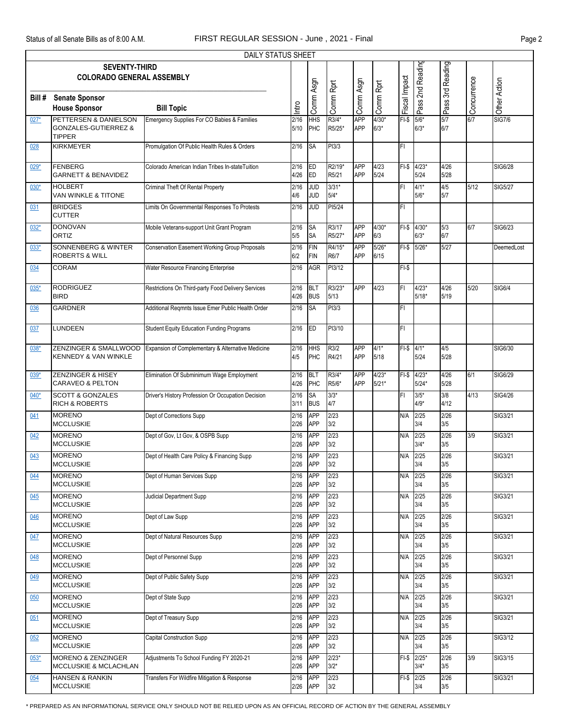Status of all Senate Bills as of 8:00 A.M. FIRST REGULAR SESSION - June , 2021 - Final

DAILY STATUS SHEET

| SEVENTY-THIRD COLORADO GENERAL ASSEMBLY<br>Bill # | Senate Sponsor<br>House Sponsor | Bill Topic | Intro | Comm Asgn | Comm Rprt | Comm Asgn | Comm Rprt | Fiscal Impact | Pass 2nd Reading | Pass 3rd Reading | Concurrence | Other Action |
|---|---|---|---|---|---|---|---|---|---|---|---|---|
| 027* | PETTERSEN & DANIELSON<br>GONZALES-GUTIERREZ & TIPPER | Emergency Supplies For CO Babies & Families | 2/16<br>5/10 | HHS<br>PHC | R3/4*<br>R5/25* | APP<br>APP | 4/30*<br>6/3* | FI-$ | 5/6*<br>6/3* | 5/7<br>6/7 | 6/7 | SIG7/6 |
| 028 | KIRKMEYER | Promulgation Of Public Health Rules & Orders | 2/16 | SA | PI3/3 | | | FI | | | | |
| 029* | FENBERG<br>GARNETT & BENAVIDEZ | Colorado American Indian Tribes In-stateTuition | 2/16<br>4/26 | ED<br>ED | R2/19*<br>R5/21 | APP<br>APP | 4/23<br>5/24 | FI-$ | 4/23*<br>5/24 | 4/26<br>5/28 | | SIG6/28 |
| 030* | HOLBERT<br>VAN WINKLE & TITONE | Criminal Theft Of Rental Property | 2/16<br>4/6 | JUD<br>JUD | 3/31*<br>5/4* | | | FI | 4/1*<br>5/6* | 4/5<br>5/7 | 5/12 | SIG5/27 |
| 031 | BRIDGES<br>CUTTER | Limits On Governmental Responses To Protests | 2/16 | JUD | PI5/24 | | | FI | | | | |
| 032* | DONOVAN<br>ORTIZ | Mobile Veterans-support Unit Grant Program | 2/16<br>5/5 | SA<br>SA | R3/17<br>R5/27* | APP<br>APP | 4/30*<br>6/3 | FI-$ | 4/30*<br>6/3* | 5/3<br>6/7 | 6/7 | SIG6/23 |
| 033* | SONNENBERG & WINTER<br>ROBERTS & WILL | Conservation Easement Working Group Proposals | 2/16<br>6/2 | FIN<br>FIN | R4/15*<br>R6/7 | APP<br>APP | 5/26*<br>6/15 | FI-$ | 5/26* | 5/27 | | DeemedLost |
| 034 | CORAM | Water Resource Financing Enterprise | 2/16 | AGR | PI3/12 | | | FI-$ | | | | |
| 035* | RODRIGUEZ<br>BIRD | Restrictions On Third-party Food Delivery Services | 2/16<br>4/26 | BLT<br>BUS | R3/23*<br>5/13 | APP | 4/23 | FI | 4/23*<br>5/18* | 4/26<br>5/19 | 5/20 | SIG6/4 |
| 036 | GARDNER | Additional Reqmnts Issue Emer Public Health Order | 2/16 | SA | PI3/3 | | | FI | | | | |
| 037 | LUNDEEN | Student Equity Education Funding Programs | 2/16 | ED | PI3/10 | | | FI | | | | |
| 038* | ZENZINGER & SMALLWOOD<br>KENNEDY & VAN WINKLE | Expansion of Complementary & Alternative Medicine | 2/16<br>4/5 | HHS<br>PHC | R3/2<br>R4/21 | APP<br>APP | 4/1*<br>5/18 | FI-$ | 4/1*<br>5/24 | 4/5<br>5/28 | | SIG6/30 |
| 039* | ZENZINGER & HISEY<br>CARAVEO & PELTON | Elimination Of Subminimum Wage Employment | 2/16<br>4/26 | BLT<br>PHC | R3/4*<br>R5/6* | APP<br>APP | 4/23*<br>5/21* | FI-$ | 4/23*<br>5/24* | 4/26<br>5/28 | 6/1 | SIG6/29 |
| 040* | SCOTT & GONZALES<br>RICH & ROBERTS | Driver's History Profession Or Occupation Decision | 2/16<br>3/11 | SA<br>BUS | 3/3*<br>4/7 | | | FI | 3/5*<br>4/9* | 3/8<br>4/12 | 4/13 | SIG4/26 |
| 041 | MORENO<br>MCCLUSKIE | Dept of Corrections Supp | 2/16<br>2/26 | APP<br>APP | 2/23<br>3/2 | | | N/A | 2/25<br>3/4 | 2/26<br>3/5 | | SIG3/21 |
| 042 | MORENO<br>MCCLUSKIE | Dept of Gov, Lt Gov, & OSPB Supp | 2/16<br>2/26 | APP<br>APP | 2/23<br>3/2 | | | N/A | 2/25<br>3/4* | 2/26<br>3/5 | 3/9 | SIG3/21 |
| 043 | MORENO<br>MCCLUSKIE | Dept of Health Care Policy & Financing Supp | 2/16<br>2/26 | APP<br>APP | 2/23<br>3/2 | | | N/A | 2/25<br>3/4 | 2/26<br>3/5 | | SIG3/21 |
| 044 | MORENO<br>MCCLUSKIE | Dept of Human Services Supp | 2/16<br>2/26 | APP<br>APP | 2/23<br>3/2 | | | N/A | 2/25<br>3/4 | 2/26<br>3/5 | | SIG3/21 |
| 045 | MORENO<br>MCCLUSKIE | Judicial Department Supp | 2/16<br>2/26 | APP<br>APP | 2/23<br>3/2 | | | N/A | 2/25<br>3/4 | 2/26<br>3/5 | | SIG3/21 |
| 046 | MORENO<br>MCCLUSKIE | Dept of Law Supp | 2/16<br>2/26 | APP<br>APP | 2/23<br>3/2 | | | N/A | 2/25<br>3/4 | 2/26<br>3/5 | | SIG3/21 |
| 047 | MORENO<br>MCCLUSKIE | Dept of Natural Resources Supp | 2/16<br>2/26 | APP<br>APP | 2/23<br>3/2 | | | N/A | 2/25<br>3/4 | 2/26<br>3/5 | | SIG3/21 |
| 048 | MORENO<br>MCCLUSKIE | Dept of Personnel Supp | 2/16<br>2/26 | APP<br>APP | 2/23<br>3/2 | | | N/A | 2/25<br>3/4 | 2/26<br>3/5 | | SIG3/21 |
| 049 | MORENO<br>MCCLUSKIE | Dept of Public Safety Supp | 2/16<br>2/26 | APP<br>APP | 2/23<br>3/2 | | | N/A | 2/25<br>3/4 | 2/26<br>3/5 | | SIG3/21 |
| 050 | MORENO<br>MCCLUSKIE | Dept of State Supp | 2/16<br>2/26 | APP<br>APP | 2/23<br>3/2 | | | N/A | 2/25<br>3/4 | 2/26<br>3/5 | | SIG3/21 |
| 051 | MORENO<br>MCCLUSKIE | Dept of Treasury Supp | 2/16<br>2/26 | APP<br>APP | 2/23<br>3/2 | | | N/A | 2/25<br>3/4 | 2/26<br>3/5 | | SIG3/21 |
| 052 | MORENO<br>MCCLUSKIE | Capital Construction Supp | 2/16<br>2/26 | APP<br>APP | 2/23<br>3/2 | | | N/A | 2/25<br>3/4 | 2/26<br>3/5 | | SIG3/12 |
| 053* | MORENO & ZENZINGER<br>MCCLUSKIE & MCLACHLAN | Adjustments To School Funding FY 2020-21 | 2/16<br>2/26 | APP<br>APP | 2/23*<br>3/2* | | | FI-$ | 2/25*<br>3/4* | 2/26<br>3/5 | 3/9 | SIG3/15 |
| 054 | HANSEN & RANKIN<br>MCCLUSKIE | Transfers For Wildfire Mitigation & Response | 2/16<br>2/26 | APP<br>APP | 2/23<br>3/2 | | | FI-$ | 2/25<br>3/4 | 2/26<br>3/5 | | SIG3/21 |

* PREPARED AS AN INFORMATIONAL SERVICE ONLY SHOULD NOT BE RELIED UPON AS AN OFFICIAL RECORD OF ACTION BY THE GENERAL ASSEMBLY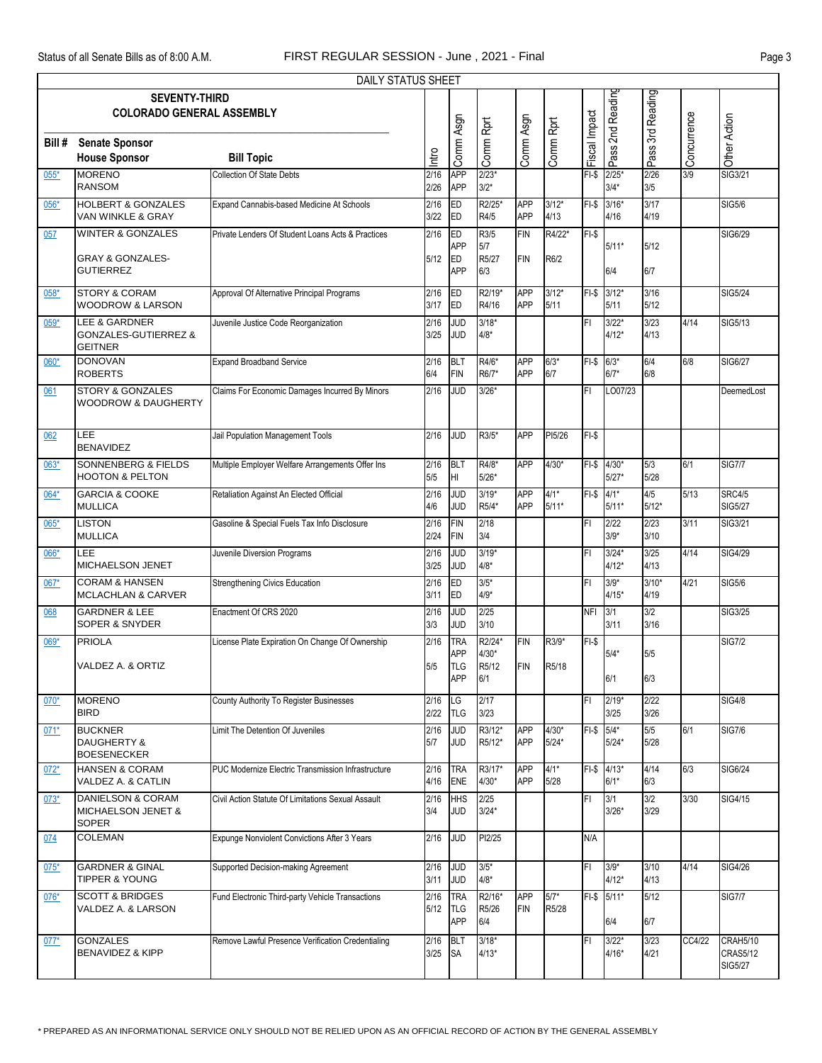Status of all Senate Bills as of 8:00 A.M. FIRST REGULAR SESSION - June , 2021 - Final

DAILY STATUS SHEET

**SEVENTY-THIRD COLORADO GENERAL ASSEMBLY**

| Bill # | Senate Sponsor / House Sponsor | Bill Topic | Intro | Comm Asgn | Comm Rprt | Comm Asgn | Comm Rprt | Fiscal Impact | Pass 2nd Reading | Pass 3rd Reading | Concurrence | Other Action |
|---|---|---|---|---|---|---|---|---|---|---|---|---|
| 055* | MORENO<br>RANSOM | Collection Of State Debts | 2/16<br>2/26 | APP<br>APP | 2/23*<br>3/2* | | | FI-$ | 2/25*<br>3/4* | 2/26<br>3/5 | 3/9 | SIG3/21 |
| 056* | HOLBERT & GONZALES<br>VAN WINKLE & GRAY | Expand Cannabis-based Medicine At Schools | 2/16<br>3/22 | ED<br>ED | R2/25*<br>R4/5 | APP<br>APP | 3/12*<br>4/13 | FI-$ | 3/16*<br>4/16 | 3/17<br>4/19 | | SIG5/6 |
| 057 | WINTER & GONZALES<br>GRAY & GONZALES-GUTIERREZ | Private Lenders Of Student Loans Acts & Practices | 2/16<br>5/12 | ED<br>APP<br>ED<br>APP | R3/5<br>5/7<br>R5/27<br>6/3 | FIN<br>FIN | R4/22*<br>R6/2 | FI-$ | 5/11*<br>6/4 | 5/12<br>6/7 | | SIG6/29 |
| 058* | STORY & CORAM<br>WOODROW & LARSON | Approval Of Alternative Principal Programs | 2/16<br>3/17 | ED<br>ED | R2/19*<br>R4/16 | APP<br>APP | 3/12*<br>5/11 | FI-$ | 3/12*<br>5/11 | 3/16<br>5/12 | | SIG5/24 |
| 059* | LEE & GARDNER<br>GONZALES-GUTIERREZ & GEITNER | Juvenile Justice Code Reorganization | 2/16<br>3/25 | JUD<br>JUD | 3/18*<br>4/8* | | | FI | 3/22*<br>4/12* | 3/23<br>4/13 | 4/14 | SIG5/13 |
| 060* | DONOVAN<br>ROBERTS | Expand Broadband Service | 2/16<br>6/4 | BLT<br>FIN | R4/6*<br>R6/7* | APP<br>APP | 6/3*<br>6/7 | FI-$ | 6/3*<br>6/7* | 6/4<br>6/8 | 6/8 | SIG6/27 |
| 061 | STORY & GONZALES<br>WOODROW & DAUGHERTY | Claims For Economic Damages Incurred By Minors | 2/16 | JUD | 3/26* | | | FI | LO07/23 | | | DeemedLost |
| 062 | LEE<br>BENAVIDEZ | Jail Population Management Tools | 2/16 | JUD | R3/5* | APP | PI5/26 | FI-$ | | | | |
| 063* | SONNENBERG & FIELDS<br>HOOTON & PELTON | Multiple Employer Welfare Arrangements Offer Ins | 2/16<br>5/5 | BLT<br>HI | R4/8*<br>5/26* | APP | 4/30* | FI-$ | 4/30*<br>5/27* | 5/3<br>5/28 | 6/1 | SIG7/7 |
| 064* | GARCIA & COOKE<br>MULLICA | Retaliation Against An Elected Official | 2/16<br>4/6 | JUD<br>JUD | 3/19*<br>R5/4* | APP<br>APP | 4/1*<br>5/11* | FI-$ | 4/1*<br>5/11* | 4/5<br>5/12* | 5/13 | SRC4/5<br>SIG5/27 |
| 065* | LISTON<br>MULLICA | Gasoline & Special Fuels Tax Info Disclosure | 2/16<br>2/24 | FIN<br>FIN | 2/18<br>3/4 | | | FI | 2/22<br>3/9* | 2/23<br>3/10 | 3/11 | SIG3/21 |
| 066* | LEE<br>MICHAELSON JENET | Juvenile Diversion Programs | 2/16<br>3/25 | JUD<br>JUD | 3/19*<br>4/8* | | | FI | 3/24*<br>4/12* | 3/25<br>4/13 | 4/14 | SIG4/29 |
| 067* | CORAM & HANSEN<br>MCLACHLAN & CARVER | Strengthening Civics Education | 2/16<br>3/11 | ED<br>ED | 3/5*<br>4/9* | | | FI | 3/9*<br>4/15* | 3/10*<br>4/19 | 4/21 | SIG5/6 |
| 068 | GARDNER & LEE<br>SOPER & SNYDER | Enactment Of CRS 2020 | 2/16<br>3/3 | JUD<br>JUD | 2/25<br>3/10 | | | NFI | 3/1<br>3/11 | 3/2<br>3/16 | | SIG3/25 |
| 069* | PRIOLA<br>VALDEZ A. & ORTIZ | License Plate Expiration On Change Of Ownership | 2/16<br>5/5 | TRA<br>APP<br>TLG<br>APP | R2/24*<br>4/30*<br>R5/12<br>6/1 | FIN<br>FIN | R3/9*<br>R5/18 | FI-$ | 5/4*<br>6/1 | 5/5<br>6/3 | | SIG7/2 |
| 070* | MORENO<br>BIRD | County Authority To Register Businesses | 2/16<br>2/22 | LG<br>TLG | 2/17<br>3/23 | | | FI | 2/19*<br>3/25 | 2/22<br>3/26 | | SIG4/8 |
| 071* | BUCKNER<br>DAUGHERTY & BOESENECKER | Limit The Detention Of Juveniles | 2/16<br>5/7 | JUD<br>JUD | R3/12*<br>R5/12* | APP<br>APP | 4/30*<br>5/24* | FI-$ | 5/4*<br>5/24* | 5/5<br>5/28 | 6/1 | SIG7/6 |
| 072* | HANSEN & CORAM<br>VALDEZ A. & CATLIN | PUC Modernize Electric Transmission Infrastructure | 2/16<br>4/16 | TRA<br>ENE | R3/17*<br>4/30* | APP<br>APP | 4/1*<br>5/28 | FI-$ | 4/13*<br>6/1* | 4/14<br>6/3 | 6/3 | SIG6/24 |
| 073* | DANIELSON & CORAM<br>MICHAELSON JENET & SOPER | Civil Action Statute Of Limitations Sexual Assault | 2/16<br>3/4 | HHS<br>JUD | 2/25<br>3/24* | | | FI | 3/1<br>3/26* | 3/2<br>3/29 | 3/30 | SIG4/15 |
| 074 | COLEMAN | Expunge Nonviolent Convictions After 3 Years | 2/16 | JUD | PI2/25 | | | N/A | | | | |
| 075* | GARDNER & GINAL<br>TIPPER & YOUNG | Supported Decision-making Agreement | 2/16<br>3/11 | JUD<br>JUD | 3/5*<br>4/8* | | | FI | 3/9*<br>4/12* | 3/10<br>4/13 | 4/14 | SIG4/26 |
| 076* | SCOTT & BRIDGES<br>VALDEZ A. & LARSON | Fund Electronic Third-party Vehicle Transactions | 2/16<br>5/12 | TRA<br>TLG<br>APP | R2/16*<br>R5/26<br>6/4 | APP<br>FIN | 5/7*<br>R5/28 | FI-$ | 5/11*<br>6/4 | 5/12<br>6/7 | | SIG7/7 |
| 077* | GONZALES<br>BENAVIDEZ & KIPP | Remove Lawful Presence Verification Credentialing | 2/16<br>3/25 | BLT<br>SA | 3/18*<br>4/13* | | | FI | 3/22*<br>4/16* | 3/23<br>4/21 | CC4/22 | CRAH5/10<br>CRAS5/12<br>SIG5/27 |

\* PREPARED AS AN INFORMATIONAL SERVICE ONLY SHOULD NOT BE RELIED UPON AS AN OFFICIAL RECORD OF ACTION BY THE GENERAL ASSEMBLY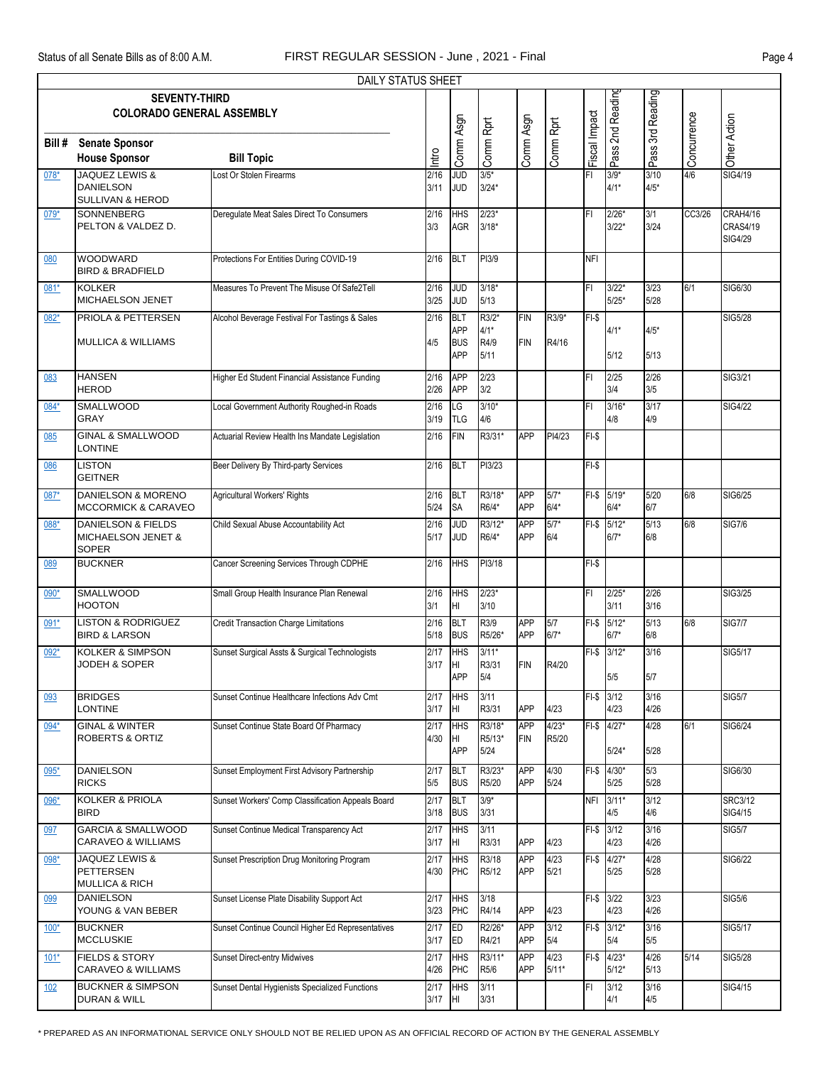DAILY STATUS SHEET

SEVENTY-THIRD COLORADO GENERAL ASSEMBLY

| Bill # | Senate Sponsor / House Sponsor | Bill Topic | Intro | Comm Asgn | Comm Rprt | Comm Asgn | Comm Rprt | Fiscal Impact | Pass 2nd Reading | Pass 3rd Reading | Concurrence | Other Action |
|---|---|---|---|---|---|---|---|---|---|---|---|---|
| 078* | JAQUEZ LEWIS & DANIELSON / SULLIVAN & HEROD | Lost Or Stolen Firearms | 2/16 3/11 | JUD JUD | 3/5* 3/24* | | | FI | 3/9* 4/1* | 3/10 4/5* | 4/6 | SIG4/19 |
| 079* | SONNENBERG / PELTON & VALDEZ D. | Deregulate Meat Sales Direct To Consumers | 2/16 3/3 | HHS AGR | 2/23* 3/18* | | | FI | 2/26* 3/22* | 3/1 3/24 | CC3/26 | CRAH4/16 CRAS4/19 SIG4/29 |
| 080 | WOODWARD / BIRD & BRADFIELD | Protections For Entities During COVID-19 | 2/16 | BLT | PI3/9 | | | NFI | | | | |
| 081* | KOLKER / MICHAELSON JENET | Measures To Prevent The Misuse Of Safe2Tell | 2/16 3/25 | JUD JUD | 3/18* 5/13 | | | FI | 3/22* 5/25* | 3/23 5/28 | 6/1 | SIG6/30 |
| 082* | PRIOLA & PETTERSEN / MULLICA & WILLIAMS | Alcohol Beverage Festival For Tastings & Sales | 2/16 4/5 | BLT APP BUS APP | R3/2* 4/1* R4/9 5/11 | FIN FIN | R3/9* R4/16 | FI-$ | 4/1* 5/12 | 4/5* 5/13 | | SIG5/28 |
| 083 | HANSEN / HEROD | Higher Ed Student Financial Assistance Funding | 2/16 2/26 | APP APP | 2/23 3/2 | | | FI | 2/25 3/4 | 2/26 3/5 | | SIG3/21 |
| 084* | SMALLWOOD / GRAY | Local Government Authority Roughed-in Roads | 2/16 3/19 | LG TLG | 3/10* 4/6 | | | FI | 3/16* 4/8 | 3/17 4/9 | | SIG4/22 |
| 085 | GINAL & SMALLWOOD / LONTINE | Actuarial Review Health Ins Mandate Legislation | 2/16 | FIN | R3/31* | APP | PI4/23 | FI-$ | | | | |
| 086 | LISTON / GEITNER | Beer Delivery By Third-party Services | 2/16 | BLT | PI3/23 | | | FI-$ | | | | |
| 087* | DANIELSON & MORENO / MCCORMICK & CARAVEO | Agricultural Workers' Rights | 2/16 5/24 | BLT SA | R3/18* R6/4* | APP APP | 5/7* 6/4* | FI-$ | 5/19* 6/4* | 5/20 6/7 | 6/8 | SIG6/25 |
| 088* | DANIELSON & FIELDS / MICHAELSON JENET & SOPER | Child Sexual Abuse Accountability Act | 2/16 5/17 | JUD JUD | R3/12* R6/4* | APP APP | 5/7* 6/4 | FI-$ | 5/12* 6/7* | 5/13 6/8 | 6/8 | SIG7/6 |
| 089 | BUCKNER | Cancer Screening Services Through CDPHE | 2/16 | HHS | PI3/18 | | | FI-$ | | | | |
| 090* | SMALLWOOD / HOOTON | Small Group Health Insurance Plan Renewal | 2/16 3/1 | HHS HI | 2/23* 3/10 | | | FI | 2/25* 3/11 | 2/26 3/16 | | SIG3/25 |
| 091* | LISTON & RODRIGUEZ / BIRD & LARSON | Credit Transaction Charge Limitations | 2/16 5/18 | BLT BUS | R3/9 R5/26* | APP APP | 5/7 6/7* | FI-$ | 5/12* 6/7* | 5/13 6/8 | 6/8 | SIG7/7 |
| 092* | KOLKER & SIMPSON / JODEH & SOPER | Sunset Surgical Assts & Surgical Technologists | 2/17 3/17 | HHS HI APP | 3/11* R3/31 5/4 | FIN | R4/20 | FI-$ | 3/12* 5/5 | 3/16 5/7 | | SIG5/17 |
| 093 | BRIDGES / LONTINE | Sunset Continue Healthcare Infections Adv Cmt | 2/17 3/17 | HHS HI | 3/11 R3/31 | APP | 4/23 | FI-$ | 3/12 4/23 | 3/16 4/26 | | SIG5/7 |
| 094* | GINAL & WINTER / ROBERTS & ORTIZ | Sunset Continue State Board Of Pharmacy | 2/17 4/30 | HHS HI APP | R3/18* R5/13* 5/24 | APP FIN | 4/23* R5/20 | FI-$ | 4/27* 5/24* | 4/28 5/28 | 6/1 | SIG6/24 |
| 095* | DANIELSON / RICKS | Sunset Employment First Advisory Partnership | 2/17 5/5 | BLT BUS | R3/23* R5/20 | APP APP | 4/30 5/24 | FI-$ | 4/30* 5/25 | 5/3 5/28 | | SIG6/30 |
| 096* | KOLKER & PRIOLA / BIRD | Sunset Workers' Comp Classification Appeals Board | 2/17 3/18 | BLT BUS | 3/9* 3/31 | | | NFI | 3/11* 4/5 | 3/12 4/6 | | SRC3/12 SIG4/15 |
| 097 | GARCIA & SMALLWOOD / CARAVEO & WILLIAMS | Sunset Continue Medical Transparency Act | 2/17 3/17 | HHS HI | 3/11 R3/31 | APP | 4/23 | FI-$ | 3/12 4/23 | 3/16 4/26 | | SIG5/7 |
| 098* | JAQUEZ LEWIS & PETTERSEN / MULLICA & RICH | Sunset Prescription Drug Monitoring Program | 2/17 4/30 | HHS PHC | R3/18 R5/12 | APP APP | 4/23 5/21 | FI-$ | 4/27* 5/25 | 4/28 5/28 | | SIG6/22 |
| 099 | DANIELSON / YOUNG & VAN BEBER | Sunset License Plate Disability Support Act | 2/17 3/23 | HHS PHC | 3/18 R4/14 | APP | 4/23 | FI-$ | 3/22 4/23 | 3/23 4/26 | | SIG5/6 |
| 100* | BUCKNER / MCCLUSKIE | Sunset Continue Council Higher Ed Representatives | 2/17 3/17 | ED ED | R2/26* R4/21 | APP APP | 3/12 5/4 | FI-$ | 3/12* 5/4 | 3/16 5/5 | | SIG5/17 |
| 101* | FIELDS & STORY / CARAVEO & WILLIAMS | Sunset Direct-entry Midwives | 2/17 4/26 | HHS PHC | R3/11* R5/6 | APP APP | 4/23 5/11* | FI-$ | 4/23* 5/12* | 4/26 5/13 | 5/14 | SIG5/28 |
| 102 | BUCKNER & SIMPSON / DURAN & WILL | Sunset Dental Hygienists Specialized Functions | 2/17 3/17 | HHS HI | 3/11 3/31 | | | FI | 3/12 4/1 | 3/16 4/5 | | SIG4/15 |

\* PREPARED AS AN INFORMATIONAL SERVICE ONLY SHOULD NOT BE RELIED UPON AS AN OFFICIAL RECORD OF ACTION BY THE GENERAL ASSEMBLY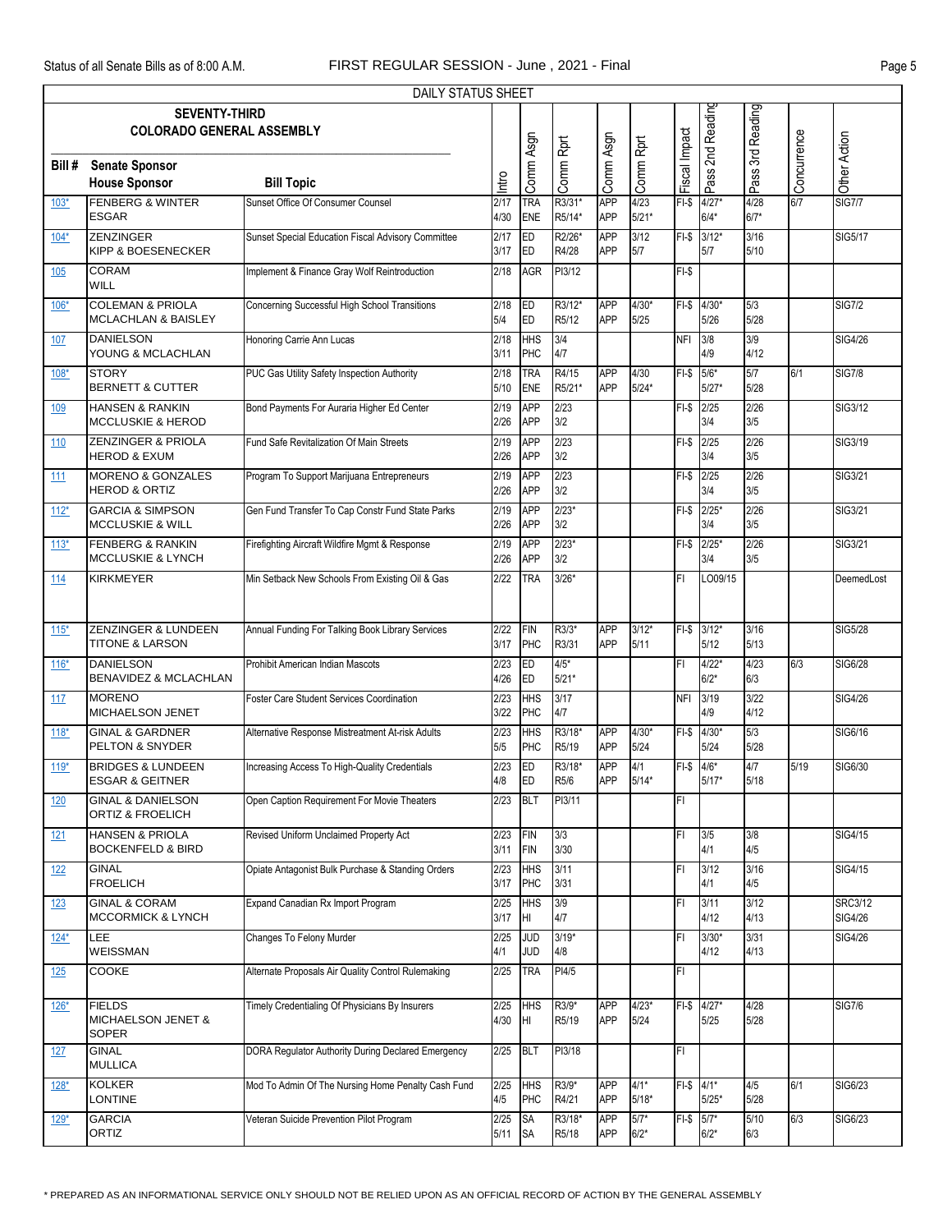DAILY STATUS SHEET

| Bill # | SEVENTY-THIRD COLORADO GENERAL ASSEMBLY<br>Senate Sponsor<br>House Sponsor | Bill Topic | Intro | Comm Asgn | Comm Rprt | Comm Asgn | Comm Rprt | Fiscal Impact | Pass 2nd Reading | Pass 3rd Reading | Concurrence | Other Action |
|---|---|---|---|---|---|---|---|---|---|---|---|---|
| 103* | FENBERG & WINTER<br>ESGAR | Sunset Office Of Consumer Counsel | 2/17<br>4/30 | TRA<br>ENE | R3/31*<br>R5/14* | APP<br>APP | 4/23<br>5/21* | FI-$ | 4/27*<br>6/4* | 4/28<br>6/7* | 6/7 | SIG7/7 |
| 104* | ZENZINGER<br>KIPP & BOESENECKER | Sunset Special Education Fiscal Advisory Committee | 2/17<br>3/17 | ED<br>ED | R2/26*<br>R4/28 | APP<br>APP | 3/12<br>5/7 | FI-$ | 3/12*<br>5/7 | 3/16<br>5/10 | | SIG5/17 |
| 105 | CORAM<br>WILL | Implement & Finance Gray Wolf Reintroduction | 2/18 | AGR | PI3/12 | | | FI-$ | | | | |
| 106* | COLEMAN & PRIOLA<br>MCLACHLAN & BAISLEY | Concerning Successful High School Transitions | 2/18<br>5/4 | ED<br>ED | R3/12*<br>R5/12 | APP<br>APP | 4/30*<br>5/25 | FI-$ | 4/30*<br>5/26 | 5/3<br>5/28 | | SIG7/2 |
| 107 | DANIELSON<br>YOUNG & MCLACHLAN | Honoring Carrie Ann Lucas | 2/18<br>3/11 | HHS<br>PHC | 3/4<br>4/7 | | | NFI | 3/8<br>4/9 | 3/9<br>4/12 | | SIG4/26 |
| 108* | STORY<br>BERNETT & CUTTER | PUC Gas Utility Safety Inspection Authority | 2/18<br>5/10 | TRA<br>ENE | R4/15<br>R5/21* | APP<br>APP | 4/30<br>5/24* | FI-$ | 5/6*<br>5/27* | 5/7<br>5/28 | 6/1 | SIG7/8 |
| 109 | HANSEN & RANKIN<br>MCCLUSKIE & HEROD | Bond Payments For Auraria Higher Ed Center | 2/19<br>2/26 | APP<br>APP | 2/23<br>3/2 | | | FI-$ | 2/25<br>3/4 | 2/26<br>3/5 | | SIG3/12 |
| 110 | ZENZINGER & PRIOLA<br>HEROD & EXUM | Fund Safe Revitalization Of Main Streets | 2/19<br>2/26 | APP<br>APP | 2/23<br>3/2 | | | FI-$ | 2/25<br>3/4 | 2/26<br>3/5 | | SIG3/19 |
| 111 | MORENO & GONZALES<br>HEROD & ORTIZ | Program To Support Marijuana Entrepreneurs | 2/19<br>2/26 | APP<br>APP | 2/23<br>3/2 | | | FI-$ | 2/25<br>3/4 | 2/26<br>3/5 | | SIG3/21 |
| 112* | GARCIA & SIMPSON<br>MCCLUSKIE & WILL | Gen Fund Transfer To Cap Constr Fund State Parks | 2/19<br>2/26 | APP<br>APP | 2/23*<br>3/2 | | | FI-$ | 2/25*<br>3/4 | 2/26<br>3/5 | | SIG3/21 |
| 113* | FENBERG & RANKIN<br>MCCLUSKIE & LYNCH | Firefighting Aircraft Wildfire Mgmt & Response | 2/19<br>2/26 | APP<br>APP | 2/23*<br>3/2 | | | FI-$ | 2/25*<br>3/4 | 2/26<br>3/5 | | SIG3/21 |
| 114 | KIRKMEYER | Min Setback New Schools From Existing Oil & Gas | 2/22 | TRA | 3/26* | | | FI | LO09/15 | | | DeemedLost |
| 115* | ZENZINGER & LUNDEEN<br>TITONE & LARSON | Annual Funding For Talking Book Library Services | 2/22<br>3/17 | FIN<br>PHC | R3/3*<br>R3/31 | APP<br>APP | 3/12*<br>5/11 | FI-$ | 3/12*<br>5/12 | 3/16<br>5/13 | | SIG5/28 |
| 116* | DANIELSON<br>BENAVIDEZ & MCLACHLAN | Prohibit American Indian Mascots | 2/23<br>4/26 | ED<br>ED | 4/5*<br>5/21* | | | FI | 4/22*<br>6/2* | 4/23<br>6/3 | 6/3 | SIG6/28 |
| 117 | MORENO<br>MICHAELSON JENET | Foster Care Student Services Coordination | 2/23<br>3/22 | HHS<br>PHC | 3/17<br>4/7 | | | NFI | 3/19<br>4/9 | 3/22<br>4/12 | | SIG4/26 |
| 118* | GINAL & GARDNER<br>PELTON & SNYDER | Alternative Response Mistreatment At-risk Adults | 2/23<br>5/5 | HHS<br>PHC | R3/18*<br>R5/19 | APP<br>APP | 4/30*<br>5/24 | FI-$ | 4/30*<br>5/24 | 5/3<br>5/28 | | SIG6/16 |
| 119* | BRIDGES & LUNDEEN<br>ESGAR & GEITNER | Increasing Access To High-Quality Credentials | 2/23<br>4/8 | ED<br>ED | R3/18*<br>R5/6 | APP<br>APP | 4/1<br>5/14* | FI-$ | 4/6*<br>5/17* | 4/7<br>5/18 | 5/19 | SIG6/30 |
| 120 | GINAL & DANIELSON<br>ORTIZ & FROELICH | Open Caption Requirement For Movie Theaters | 2/23 | BLT | PI3/11 | | | FI | | | | |
| 121 | HANSEN & PRIOLA<br>BOCKENFELD & BIRD | Revised Uniform Unclaimed Property Act | 2/23<br>3/11 | FIN<br>FIN | 3/3<br>3/30 | | | FI | 3/5<br>4/1 | 3/8<br>4/5 | | SIG4/15 |
| 122 | GINAL<br>FROELICH | Opiate Antagonist Bulk Purchase & Standing Orders | 2/23<br>3/17 | HHS<br>PHC | 3/11<br>3/31 | | | FI | 3/12<br>4/1 | 3/16<br>4/5 | | SIG4/15 |
| 123 | GINAL & CORAM<br>MCCORMICK & LYNCH | Expand Canadian Rx Import Program | 2/25<br>3/17 | HHS<br>HI | 3/9<br>4/7 | | | FI | 3/11<br>4/12 | 3/12<br>4/13 | | SRC3/12<br>SIG4/26 |
| 124* | LEE<br>WEISSMAN | Changes To Felony Murder | 2/25<br>4/1 | JUD<br>JUD | 3/19*<br>4/8 | | | FI | 3/30*<br>4/12 | 3/31<br>4/13 | | SIG4/26 |
| 125 | COOKE | Alternate Proposals Air Quality Control Rulemaking | 2/25 | TRA | PI4/5 | | | FI | | | | |
| 126* | FIELDS<br>MICHAELSON JENET & SOPER | Timely Credentialing Of Physicians By Insurers | 2/25<br>4/30 | HHS<br>HI | R3/9*<br>R5/19 | APP<br>APP | 4/23*<br>5/24 | FI-$ | 4/27*<br>5/25 | 4/28<br>5/28 | | SIG7/6 |
| 127 | GINAL<br>MULLICA | DORA Regulator Authority During Declared Emergency | 2/25 | BLT | PI3/18 | | | FI | | | | |
| 128* | KOLKER<br>LONTINE | Mod To Admin Of The Nursing Home Penalty Cash Fund | 2/25<br>4/5 | HHS<br>PHC | R3/9*<br>R4/21 | APP<br>APP | 4/1*<br>5/18* | FI-$ | 4/1*<br>5/25* | 4/5<br>5/28 | 6/1 | SIG6/23 |
| 129* | GARCIA<br>ORTIZ | Veteran Suicide Prevention Pilot Program | 2/25<br>5/11 | SA<br>SA | R3/18*<br>R5/18 | APP<br>APP | 5/7*<br>6/2* | FI-$ | 5/7*<br>6/2* | 5/10<br>6/3 | 6/3 | SIG6/23 |

* PREPARED AS AN INFORMATIONAL SERVICE ONLY SHOULD NOT BE RELIED UPON AS AN OFFICIAL RECORD OF ACTION BY THE GENERAL ASSEMBLY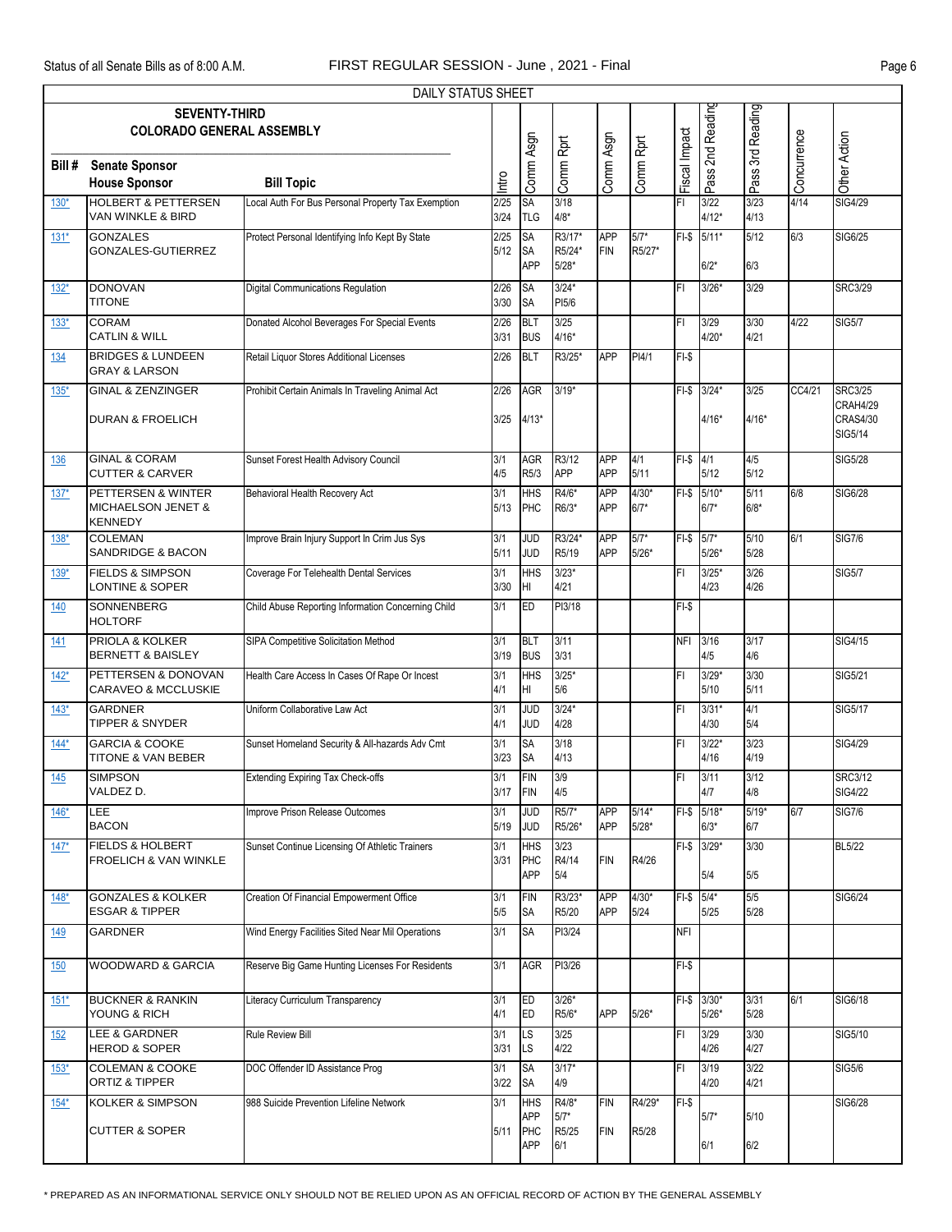DAILY STATUS SHEET

SEVENTY-THIRD COLORADO GENERAL ASSEMBLY

| Bill # | Senate Sponsor / House Sponsor | Bill Topic | Intro | Comm Asgn | Comm Rprt | Comm Asgn | Comm Rprt | Fiscal Impact | Pass 2nd Reading | Pass 3rd Reading | Concurrence | Other Action |
|---|---|---|---|---|---|---|---|---|---|---|---|---|
| 130* | HOLBERT & PETTERSEN<br>VAN WINKLE & BIRD | Local Auth For Bus Personal Property Tax Exemption | 2/25<br>3/24 | SA<br>TLG | 3/18<br>4/8* | | | FI | 3/22<br>4/12* | 3/23<br>4/13 | 4/14 | SIG4/29 |
| 131* | GONZALES<br>GONZALES-GUTIERREZ | Protect Personal Identifying Info Kept By State | 2/25<br>5/12 | SA<br>SA<br>APP | R3/17*<br>R5/24*<br>5/28* | APP<br>FIN | 5/7*<br>R5/27* | FI-$ | 5/11*<br>6/2* | 5/12<br>6/3 | 6/3 | SIG6/25 |
| 132* | DONOVAN<br>TITONE | Digital Communications Regulation | 2/26<br>3/30 | SA<br>SA | 3/24*<br>PI5/6 | | | FI | 3/26* | 3/29 | | SRC3/29 |
| 133* | CORAM<br>CATLIN & WILL | Donated Alcohol Beverages For Special Events | 2/26<br>3/31 | BLT<br>BUS | 3/25<br>4/16* | | | FI | 3/29<br>4/20* | 3/30<br>4/21 | 4/22 | SIG5/7 |
| 134 | BRIDGES & LUNDEEN<br>GRAY & LARSON | Retail Liquor Stores Additional Licenses | 2/26 | BLT | R3/25* | APP | PI4/1 | FI-$ | | | | |
| 135* | GINAL & ZENZINGER<br>DURAN & FROELICH | Prohibit Certain Animals In Traveling Animal Act | 2/26<br>3/25 | AGR | 3/19*<br>4/13* | | | FI-$ | 3/24*<br>4/16* | 3/25<br>4/16* | CC4/21 | SRC3/25<br>CRAH4/29<br>CRAS4/30<br>SIG5/14 |
| 136 | GINAL & CORAM<br>CUTTER & CARVER | Sunset Forest Health Advisory Council | 3/1<br>4/5 | AGR<br>R5/3 | R3/12<br>APP | APP<br>APP | 4/1<br>5/11 | FI-$ | 4/1<br>5/12 | 4/5<br>5/12 | | SIG5/28 |
| 137* | PETTERSEN & WINTER<br>MICHAELSON JENET & KENNEDY | Behavioral Health Recovery Act | 3/1<br>5/13 | HHS<br>PHC | R4/6*<br>R6/3* | APP<br>APP | 4/30*<br>6/7* | FI-$ | 5/10*<br>6/7* | 5/11<br>6/8* | 6/8 | SIG6/28 |
| 138* | COLEMAN<br>SANDRIDGE & BACON | Improve Brain Injury Support In Crim Jus Sys | 3/1<br>5/11 | JUD<br>JUD | R3/24*<br>R5/19 | APP<br>APP | 5/7*<br>5/26* | FI-$ | 5/7*<br>5/26* | 5/10<br>5/28 | 6/1 | SIG7/6 |
| 139* | FIELDS & SIMPSON<br>LONTINE & SOPER | Coverage For Telehealth Dental Services | 3/1<br>3/30 | HHS<br>HI | 3/23*<br>4/21 | | | FI | 3/25*<br>4/23 | 3/26<br>4/26 | | SIG5/7 |
| 140 | SONNENBERG<br>HOLTORF | Child Abuse Reporting Information Concerning Child | 3/1 | ED | PI3/18 | | | FI-$ | | | | |
| 141 | PRIOLA & KOLKER<br>BERNETT & BAISLEY | SIPA Competitive Solicitation Method | 3/1<br>3/19 | BLT<br>BUS | 3/11<br>3/31 | | | NFI | 3/16<br>4/5 | 3/17<br>4/6 | | SIG4/15 |
| 142* | PETTERSEN & DONOVAN<br>CARAVEO & MCCLUSKIE | Health Care Access In Cases Of Rape Or Incest | 3/1<br>4/1 | HHS<br>HI | 3/25*<br>5/6 | | | FI | 3/29*<br>5/10 | 3/30<br>5/11 | | SIG5/21 |
| 143* | GARDNER<br>TIPPER & SNYDER | Uniform Collaborative Law Act | 3/1<br>4/1 | JUD<br>JUD | 3/24*<br>4/28 | | | FI | 3/31*<br>4/30 | 4/1<br>5/4 | | SIG5/17 |
| 144* | GARCIA & COOKE<br>TITONE & VAN BEBER | Sunset Homeland Security & All-hazards Adv Cmt | 3/1<br>3/23 | SA<br>SA | 3/18<br>4/13 | | | FI | 3/22*<br>4/16 | 3/23<br>4/19 | | SIG4/29 |
| 145 | SIMPSON<br>VALDEZ D. | Extending Expiring Tax Check-offs | 3/1<br>3/17 | FIN<br>FIN | 3/9<br>4/5 | | | FI | 3/11<br>4/7 | 3/12<br>4/8 | | SRC3/12<br>SIG4/22 |
| 146* | LEE<br>BACON | Improve Prison Release Outcomes | 3/1<br>5/19 | JUD<br>JUD | R5/7*<br>R5/26* | APP<br>APP | 5/14*<br>5/28* | FI-$ | 5/18*<br>6/3* | 5/19*<br>6/7 | 6/7 | SIG7/6 |
| 147* | FIELDS & HOLBERT<br>FROELICH & VAN WINKLE | Sunset Continue Licensing Of Athletic Trainers | 3/1<br>3/31 | HHS<br>PHC<br>APP | 3/23<br>R4/14<br>5/4 | FIN | R4/26 | FI-$ | 3/29*<br>5/4 | 3/30<br>5/5 | | BL5/22 |
| 148* | GONZALES & KOLKER<br>ESGAR & TIPPER | Creation Of Financial Empowerment Office | 3/1<br>5/5 | FIN<br>SA | R3/23*<br>R5/20 | APP<br>APP | 4/30*<br>5/24 | FI-$ | 5/4*<br>5/25 | 5/5<br>5/28 | | SIG6/24 |
| 149 | GARDNER | Wind Energy Facilities Sited Near Mil Operations | 3/1 | SA | PI3/24 | | | NFI | | | | |
| 150 | WOODWARD & GARCIA | Reserve Big Game Hunting Licenses For Residents | 3/1 | AGR | PI3/26 | | | FI-$ | | | | |
| 151* | BUCKNER & RANKIN<br>YOUNG & RICH | Literacy Curriculum Transparency | 3/1<br>4/1 | ED<br>ED | 3/26*<br>R5/6* | APP | 5/26* | FI-$ | 3/30*<br>5/26* | 3/31<br>5/28 | 6/1 | SIG6/18 |
| 152 | LEE & GARDNER<br>HEROD & SOPER | Rule Review Bill | 3/1<br>3/31 | LS<br>LS | 3/25<br>4/22 | | | FI | 3/29<br>4/26 | 3/30<br>4/27 | | SIG5/10 |
| 153* | COLEMAN & COOKE<br>ORTIZ & TIPPER | DOC Offender ID Assistance Prog | 3/1<br>3/22 | SA<br>SA | 3/17*<br>4/9 | | | FI | 3/19<br>4/20 | 3/22<br>4/21 | | SIG5/6 |
| 154* | KOLKER & SIMPSON<br>CUTTER & SOPER | 988 Suicide Prevention Lifeline Network | 3/1<br>5/11 | HHS<br>APP<br>PHC<br>APP | R4/8*<br>5/7*<br>R5/25<br>6/1 | FIN<br>FIN | R4/29*<br>R5/28 | FI-$ | 5/7*<br>6/1 | 5/10<br>6/2 | | SIG6/28 |

\* PREPARED AS AN INFORMATIONAL SERVICE ONLY SHOULD NOT BE RELIED UPON AS AN OFFICIAL RECORD OF ACTION BY THE GENERAL ASSEMBLY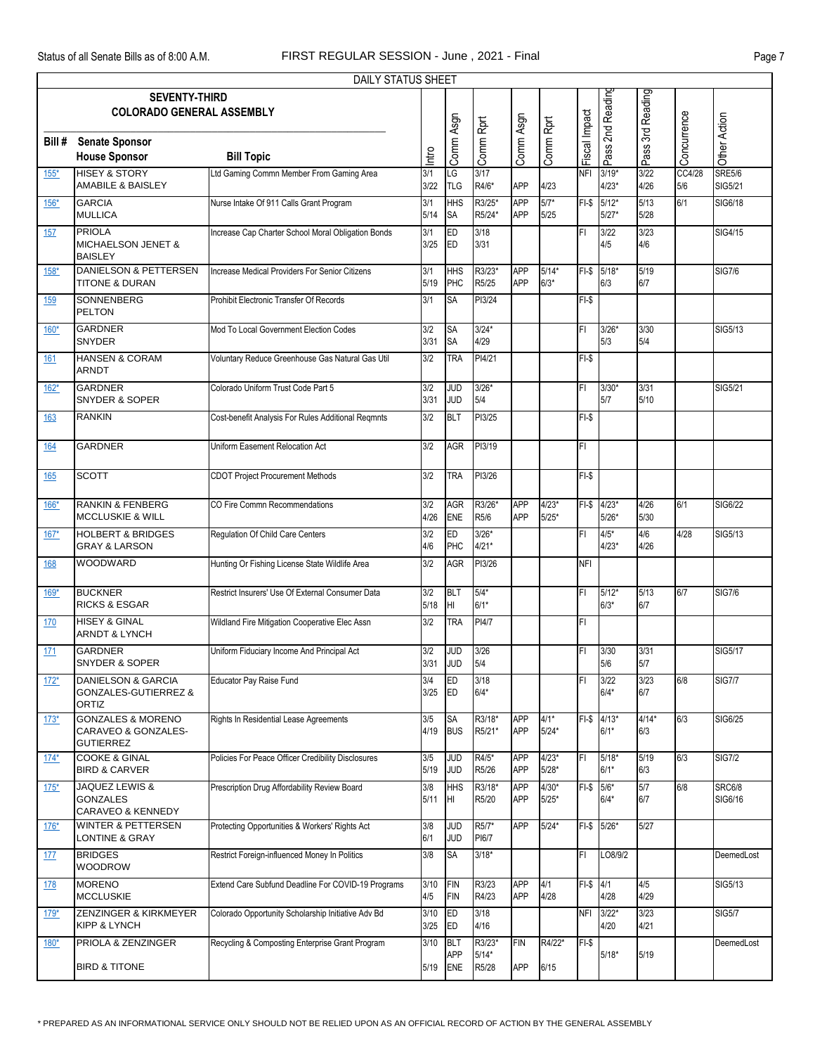Status of all Senate Bills as of 8:00 A.M. FIRST REGULAR SESSION - June , 2021 - Final

DAILY STATUS SHEET

SEVENTY-THIRD COLORADO GENERAL ASSEMBLY

| Bill # | Senate Sponsor / House Sponsor | Bill Topic | Intro | Comm Asgn | Comm Rprt | Comm Asgn | Comm Rprt | Fiscal Impact | Pass 2nd Reading | Pass 3rd Reading | Concurrence | Other Action |
|---|---|---|---|---|---|---|---|---|---|---|---|---|
| 155* | HISEY & STORY<br>AMABILE & BAISLEY | Ltd Gaming Commn Member From Gaming Area | 3/1<br>3/22 | LG<br>TLG | 3/17<br>R4/6* | APP | 4/23 | NFI | 3/19*<br>4/23* | 3/22<br>4/26 | CC4/28<br>5/6 | SRE5/6<br>SIG5/21 |
| 156* | GARCIA<br>MULLICA | Nurse Intake Of 911 Calls Grant Program | 3/1<br>5/14 | HHS<br>SA | R3/25*<br>R5/24* | APP<br>APP | 5/7*<br>5/25 | FI-$ | 5/12*<br>5/27* | 5/13<br>5/28 | 6/1 | SIG6/18 |
| 157 | PRIOLA<br>MICHAELSON JENET & BAISLEY | Increase Cap Charter School Moral Obligation Bonds | 3/1<br>3/25 | ED<br>ED | 3/18<br>3/31 | | | FI | 3/22<br>4/5 | 3/23<br>4/6 | | SIG4/15 |
| 158* | DANIELSON & PETTERSEN<br>TITONE & DURAN | Increase Medical Providers For Senior Citizens | 3/1<br>5/19 | HHS<br>PHC | R3/23*<br>R5/25 | APP<br>APP | 5/14*<br>6/3* | FI-$ | 5/18*<br>6/3 | 5/19<br>6/7 | | SIG7/6 |
| 159 | SONNENBERG<br>PELTON | Prohibit Electronic Transfer Of Records | 3/1 | SA | PI3/24 | | | FI-$ | | | | |
| 160* | GARDNER<br>SNYDER | Mod To Local Government Election Codes | 3/2<br>3/31 | SA<br>SA | 3/24*<br>4/29 | | | FI | 3/26*<br>5/3 | 3/30<br>5/4 | | SIG5/13 |
| 161 | HANSEN & CORAM<br>ARNDT | Voluntary Reduce Greenhouse Gas Natural Gas Util | 3/2 | TRA | PI4/21 | | | FI-$ | | | | |
| 162* | GARDNER<br>SNYDER & SOPER | Colorado Uniform Trust Code Part 5 | 3/2<br>3/31 | JUD<br>JUD | 3/26*<br>5/4 | | | FI | 3/30*<br>5/7 | 3/31<br>5/10 | | SIG5/21 |
| 163 | RANKIN | Cost-benefit Analysis For Rules Additional Reqmnts | 3/2 | BLT | PI3/25 | | | FI-$ | | | | |
| 164 | GARDNER | Uniform Easement Relocation Act | 3/2 | AGR | PI3/19 | | | FI | | | | |
| 165 | SCOTT | CDOT Project Procurement Methods | 3/2 | TRA | PI3/26 | | | FI-$ | | | | |
| 166* | RANKIN & FENBERG<br>MCCLUSKIE & WILL | CO Fire Commn Recommendations | 3/2<br>4/26 | AGR<br>ENE | R3/26*<br>R5/6 | APP<br>APP | 4/23*<br>5/25* | FI-$ | 4/23*<br>5/26* | 4/26<br>5/30 | 6/1 | SIG6/22 |
| 167* | HOLBERT & BRIDGES<br>GRAY & LARSON | Regulation Of Child Care Centers | 3/2<br>4/6 | ED<br>PHC | 3/26*<br>4/21* | | | FI | 4/5*<br>4/23* | 4/6<br>4/26 | 4/28 | SIG5/13 |
| 168 | WOODWARD | Hunting Or Fishing License State Wildlife Area | 3/2 | AGR | PI3/26 | | | NFI | | | | |
| 169* | BUCKNER<br>RICKS & ESGAR | Restrict Insurers' Use Of External Consumer Data | 3/2<br>5/18 | BLT<br>HI | 5/4*<br>6/1* | | | FI | 5/12*<br>6/3* | 5/13<br>6/7 | 6/7 | SIG7/6 |
| 170 | HISEY & GINAL<br>ARNDT & LYNCH | Wildland Fire Mitigation Cooperative Elec Assn | 3/2 | TRA | PI4/7 | | | FI | | | | |
| 171 | GARDNER<br>SNYDER & SOPER | Uniform Fiduciary Income And Principal Act | 3/2<br>3/31 | JUD<br>JUD | 3/26<br>5/4 | | | FI | 3/30<br>5/6 | 3/31<br>5/7 | | SIG5/17 |
| 172* | DANIELSON & GARCIA<br>GONZALES-GUTIERREZ & ORTIZ | Educator Pay Raise Fund | 3/4<br>3/25 | ED<br>ED | 3/18<br>6/4* | | | FI | 3/22<br>6/4* | 3/23<br>6/7 | 6/8 | SIG7/7 |
| 173* | GONZALES & MORENO<br>CARAVEO & GONZALES-GUTIERREZ | Rights In Residential Lease Agreements | 3/5<br>4/19 | SA<br>BUS | R3/18*<br>R5/21* | APP<br>APP | 4/1*<br>5/24* | FI-$ | 4/13*<br>6/1* | 4/14*<br>6/3 | 6/3 | SIG6/25 |
| 174* | COOKE & GINAL<br>BIRD & CARVER | Policies For Peace Officer Credibility Disclosures | 3/5<br>5/19 | JUD<br>JUD | R4/5*<br>R5/26 | APP<br>APP | 4/23*<br>5/28* | FI | 5/18*<br>6/1* | 5/19<br>6/3 | 6/3 | SIG7/2 |
| 175* | JAQUEZ LEWIS & GONZALES<br>CARAVEO & KENNEDY | Prescription Drug Affordability Review Board | 3/8<br>5/11 | HHS<br>HI | R3/18*<br>R5/20 | APP<br>APP | 4/30*<br>5/25* | FI-$ | 5/6*<br>6/4* | 5/7<br>6/7 | 6/8 | SRC6/8<br>SIG6/16 |
| 176* | WINTER & PETTERSEN<br>LONTINE & GRAY | Protecting Opportunities & Workers' Rights Act | 3/8<br>6/1 | JUD<br>JUD | R5/7*<br>PI6/7 | APP | 5/24* | FI-$ | 5/26* | 5/27 | | |
| 177 | BRIDGES<br>WOODROW | Restrict Foreign-influenced Money In Politics | 3/8 | SA | 3/18* | | | FI | LO8/9/2 | | | DeemedLost |
| 178 | MORENO<br>MCCLUSKIE | Extend Care Subfund Deadline For COVID-19 Programs | 3/10<br>4/5 | FIN<br>FIN | R3/23<br>R4/23 | APP<br>APP | 4/1<br>4/28 | FI-$ | 4/1<br>4/28 | 4/5<br>4/29 | | SIG5/13 |
| 179* | ZENZINGER & KIRKMEYER<br>KIPP & LYNCH | Colorado Opportunity Scholarship Initiative Adv Bd | 3/10<br>3/25 | ED<br>ED | 3/18<br>4/16 | | | NFI | 3/22*<br>4/20 | 3/23<br>4/21 | | SIG5/7 |
| 180* | PRIOLA & ZENZINGER<br>BIRD & TITONE | Recycling & Composting Enterprise Grant Program | 3/10<br>5/19 | BLT<br>APP<br>ENE | R3/23*<br>5/14*<br>R5/28 | FIN<br>APP | R4/22*<br>6/15 | FI-$ | 5/18* | 5/19 | | DeemedLost |

\* PREPARED AS AN INFORMATIONAL SERVICE ONLY SHOULD NOT BE RELIED UPON AS AN OFFICIAL RECORD OF ACTION BY THE GENERAL ASSEMBLY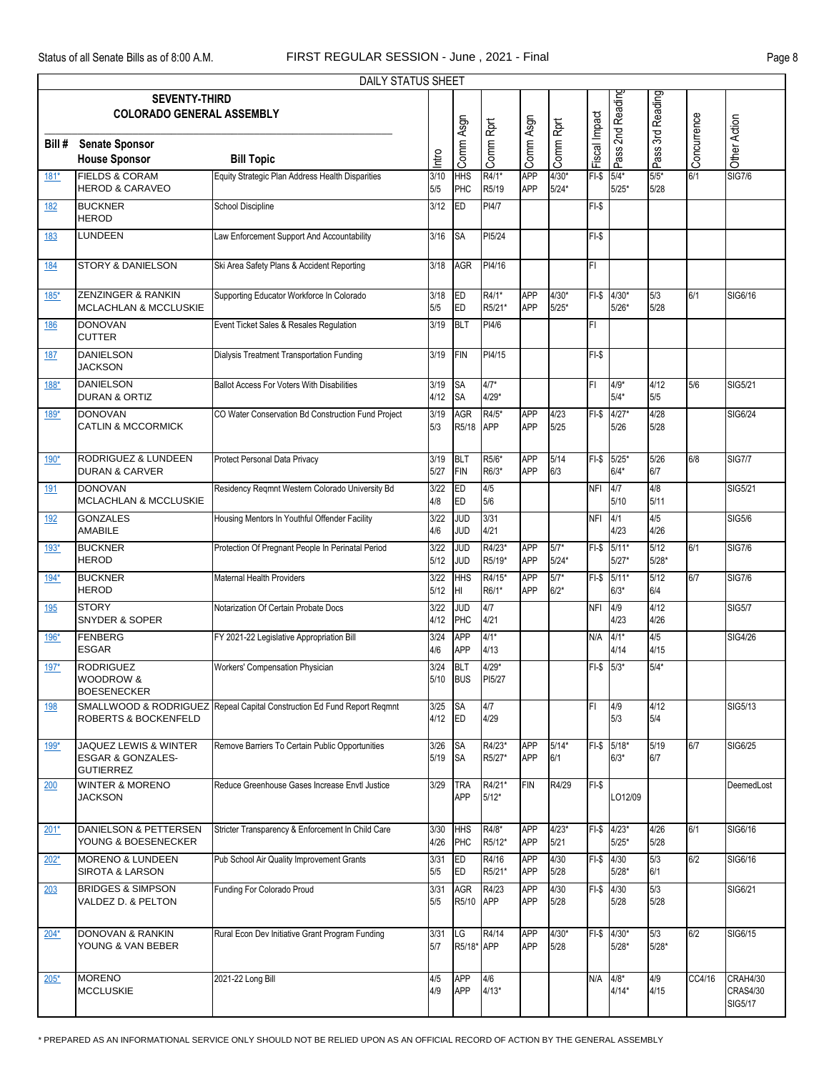Status of all Senate Bills as of 8:00 A.M. FIRST REGULAR SESSION - June , 2021 - Final

DAILY STATUS SHEET

**SEVENTY-THIRD COLORADO GENERAL ASSEMBLY**

| Bill # | Senate Sponsor / House Sponsor | Bill Topic | Intro | Comm Asgn | Comm Rprt | Comm Asgn | Comm Rprt | Fiscal Impact | Pass 2nd Reading | Pass 3rd Reading | Concurrence | Other Action |
|---|---|---|---|---|---|---|---|---|---|---|---|---|
| 181* | FIELDS & CORAM<br>HEROD & CARAVEO | Equity Strategic Plan Address Health Disparities | 3/10<br>5/5 | HHS<br>PHC | R4/1*<br>R5/19 | APP<br>APP | 4/30*<br>5/24* | FI-$ | 5/4*<br>5/25* | 5/5*<br>5/28 | 6/1 | SIG7/6 |
| 182 | BUCKNER<br>HEROD | School Discipline | 3/12 | ED | PI4/7 | | | FI-$ | | | | |
| 183 | LUNDEEN | Law Enforcement Support And Accountability | 3/16 | SA | PI5/24 | | | FI-$ | | | | |
| 184 | STORY & DANIELSON | Ski Area Safety Plans & Accident Reporting | 3/18 | AGR | PI4/16 | | | FI | | | | |
| 185* | ZENZINGER & RANKIN<br>MCLACHLAN & MCCLUSKIE | Supporting Educator Workforce In Colorado | 3/18<br>5/5 | ED<br>ED | R4/1*<br>R5/21* | APP<br>APP | 4/30*<br>5/25* | FI-$ | 4/30*<br>5/26* | 5/3<br>5/28 | 6/1 | SIG6/16 |
| 186 | DONOVAN<br>CUTTER | Event Ticket Sales & Resales Regulation | 3/19 | BLT | PI4/6 | | | FI | | | | |
| 187 | DANIELSON<br>JACKSON | Dialysis Treatment Transportation Funding | 3/19 | FIN | PI4/15 | | | FI-$ | | | | |
| 188* | DANIELSON<br>DURAN & ORTIZ | Ballot Access For Voters With Disabilities | 3/19<br>4/12 | SA<br>SA | 4/7*<br>4/29* | | | FI | 4/9*<br>5/4* | 4/12<br>5/5 | 5/6 | SIG5/21 |
| 189* | DONOVAN<br>CATLIN & MCCORMICK | CO Water Conservation Bd Construction Fund Project | 3/19<br>5/3 | AGR<br>R5/18 | R4/5*<br>APP | APP<br>APP | 4/23<br>5/25 | FI-$ | 4/27*<br>5/26 | 4/28<br>5/28 | | SIG6/24 |
| 190* | RODRIGUEZ & LUNDEEN<br>DURAN & CARVER | Protect Personal Data Privacy | 3/19<br>5/27 | BLT<br>FIN | R5/6*<br>R6/3* | APP<br>APP | 5/14<br>6/3 | FI-$ | 5/25*<br>6/4* | 5/26<br>6/7 | 6/8 | SIG7/7 |
| 191 | DONOVAN<br>MCLACHLAN & MCCLUSKIE | Residency Reqmnt Western Colorado University Bd | 3/22<br>4/8 | ED<br>ED | 4/5<br>5/6 | | | NFI | 4/7<br>5/10 | 4/8<br>5/11 | | SIG5/21 |
| 192 | GONZALES<br>AMABILE | Housing Mentors In Youthful Offender Facility | 3/22<br>4/6 | JUD<br>JUD | 3/31<br>4/21 | | | NFI | 4/1<br>4/23 | 4/5<br>4/26 | | SIG5/6 |
| 193* | BUCKNER<br>HEROD | Protection Of Pregnant People In Perinatal Period | 3/22<br>5/12 | JUD<br>JUD | R4/23*<br>R5/19* | APP<br>APP | 5/7*<br>5/24* | FI-$ | 5/11*<br>5/27* | 5/12<br>5/28* | 6/1 | SIG7/6 |
| 194* | BUCKNER<br>HEROD | Maternal Health Providers | 3/22<br>5/12 | HHS<br>HI | R4/15*<br>R6/1* | APP<br>APP | 5/7*<br>6/2* | FI-$ | 5/11*<br>6/3* | 5/12<br>6/4 | 6/7 | SIG7/6 |
| 195 | STORY<br>SNYDER & SOPER | Notarization Of Certain Probate Docs | 3/22<br>4/12 | JUD<br>PHC | 4/7<br>4/21 | | | NFI | 4/9<br>4/23 | 4/12<br>4/26 | | SIG5/7 |
| 196* | FENBERG<br>ESGAR | FY 2021-22 Legislative Appropriation Bill | 3/24<br>4/6 | APP<br>APP | 4/1*<br>4/13 | | | N/A | 4/1*<br>4/14 | 4/5<br>4/15 | | SIG4/26 |
| 197* | RODRIGUEZ<br>WOODROW & BOESENECKER | Workers' Compensation Physician | 3/24<br>5/10 | BLT<br>BUS | 4/29*<br>PI5/27 | | | FI-$ | 5/3* | 5/4* | | |
| 198 | SMALLWOOD & RODRIGUEZ<br>ROBERTS & BOCKENFELD | Repeal Capital Construction Ed Fund Report Reqmnt | 3/25<br>4/12 | SA<br>ED | 4/7<br>4/29 | | | FI | 4/9<br>5/3 | 4/12<br>5/4 | | SIG5/13 |
| 199* | JAQUEZ LEWIS & WINTER<br>ESGAR & GONZALES-GUTIERREZ | Remove Barriers To Certain Public Opportunities | 3/26<br>5/19 | SA<br>SA | R4/23*<br>R5/27* | APP<br>APP | 5/14*<br>6/1 | FI-$ | 5/18*<br>6/3* | 5/19<br>6/7 | 6/7 | SIG6/25 |
| 200 | WINTER & MORENO<br>JACKSON | Reduce Greenhouse Gases Increase Envtl Justice | 3/29 | TRA<br>APP | R4/21*<br>5/12* | FIN | R4/29 | FI-$ | LO12/09 | | | DeemedLost |
| 201* | DANIELSON & PETTERSEN<br>YOUNG & BOESENECKER | Stricter Transparency & Enforcement In Child Care | 3/30<br>4/26 | HHS<br>PHC | R4/8*<br>R5/12* | APP<br>APP | 4/23*<br>5/21 | FI-$ | 4/23*<br>5/25* | 4/26<br>5/28 | 6/1 | SIG6/16 |
| 202* | MORENO & LUNDEEN<br>SIROTA & LARSON | Pub School Air Quality Improvement Grants | 3/31<br>5/5 | ED<br>ED | R4/16<br>R5/21* | APP<br>APP | 4/30<br>5/28 | FI-$ | 4/30<br>5/28* | 5/3<br>6/1 | 6/2 | SIG6/16 |
| 203 | BRIDGES & SIMPSON<br>VALDEZ D. & PELTON | Funding For Colorado Proud | 3/31<br>5/5 | AGR<br>R5/10 | R4/23<br>APP | APP<br>APP | 4/30<br>5/28 | FI-$ | 4/30<br>5/28 | 5/3<br>5/28 | | SIG6/21 |
| 204* | DONOVAN & RANKIN<br>YOUNG & VAN BEBER | Rural Econ Dev Initiative Grant Program Funding | 3/31<br>5/7 | LG<br>R5/18* | R4/14<br>APP | APP<br>APP | 4/30*<br>5/28 | FI-$ | 4/30*<br>5/28* | 5/3<br>5/28* | 6/2 | SIG6/15 |
| 205* | MORENO<br>MCCLUSKIE | 2021-22 Long Bill | 4/5<br>4/9 | APP<br>APP | 4/6<br>4/13* | | | N/A | 4/8*<br>4/14* | 4/9<br>4/15 | CC4/16 | CRAH4/30<br>CRAS4/30<br>SIG5/17 |

\* PREPARED AS AN INFORMATIONAL SERVICE ONLY SHOULD NOT BE RELIED UPON AS AN OFFICIAL RECORD OF ACTION BY THE GENERAL ASSEMBLY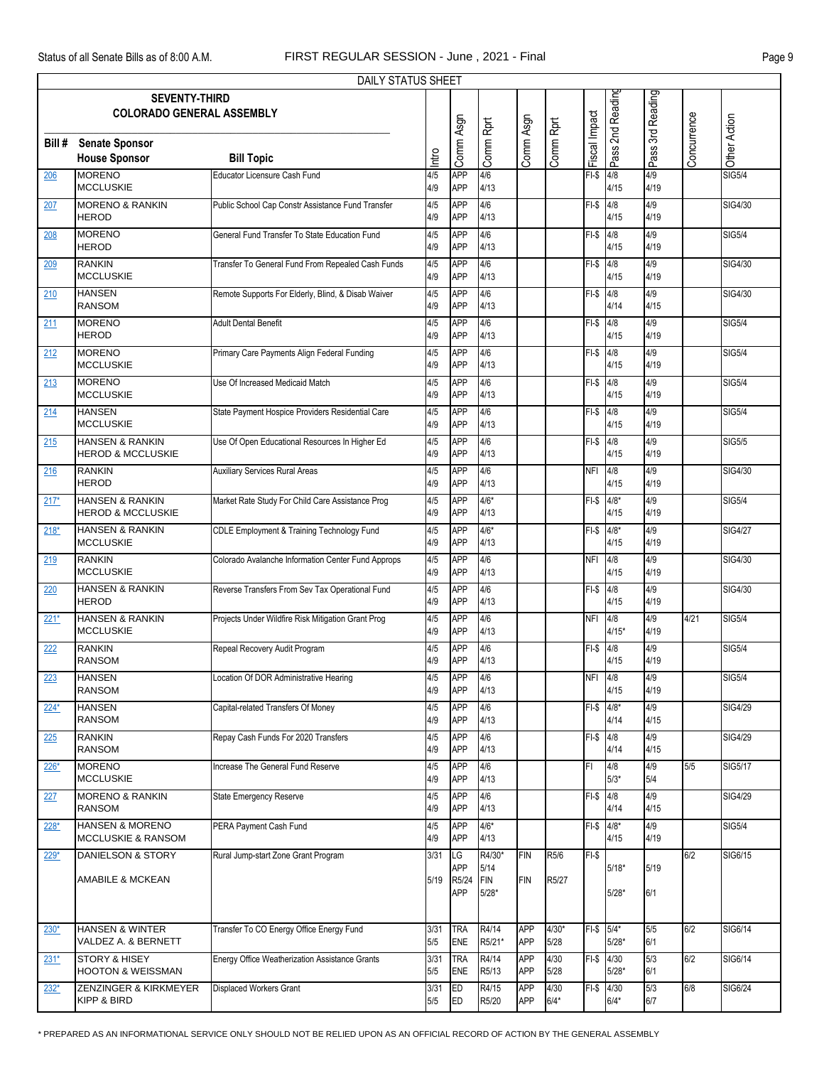DAILY STATUS SHEET

| Bill # | Senate Sponsor / House Sponsor | Bill Topic | Intro | Comm Asgn | Comm Rprt | Comm Asgn | Comm Rprt | Fiscal Impact | Pass 2nd Reading | Pass 3rd Reading | Concurrence | Other Action |
|---|---|---|---|---|---|---|---|---|---|---|---|---|
| 206 | MORENO<br>MCCLUSKIE | Educator Licensure Cash Fund | 4/5<br>4/9 | APP<br>APP | 4/6<br>4/13 | | | FI-$ | 4/8<br>4/15 | 4/9<br>4/19 | | SIG5/4 |
| 207 | MORENO & RANKIN<br>HEROD | Public School Cap Constr Assistance Fund Transfer | 4/5<br>4/9 | APP<br>APP | 4/6<br>4/13 | | | FI-$ | 4/8<br>4/15 | 4/9<br>4/19 | | SIG4/30 |
| 208 | MORENO<br>HEROD | General Fund Transfer To State Education Fund | 4/5<br>4/9 | APP<br>APP | 4/6<br>4/13 | | | FI-$ | 4/8<br>4/15 | 4/9<br>4/19 | | SIG5/4 |
| 209 | RANKIN<br>MCCLUSKIE | Transfer To General Fund From Repealed Cash Funds | 4/5<br>4/9 | APP<br>APP | 4/6<br>4/13 | | | FI-$ | 4/8<br>4/15 | 4/9<br>4/19 | | SIG4/30 |
| 210 | HANSEN<br>RANSOM | Remote Supports For Elderly, Blind, & Disab Waiver | 4/5<br>4/9 | APP<br>APP | 4/6<br>4/13 | | | FI-$ | 4/8<br>4/14 | 4/9<br>4/15 | | SIG4/30 |
| 211 | MORENO<br>HEROD | Adult Dental Benefit | 4/5<br>4/9 | APP<br>APP | 4/6<br>4/13 | | | FI-$ | 4/8<br>4/15 | 4/9<br>4/19 | | SIG5/4 |
| 212 | MORENO<br>MCCLUSKIE | Primary Care Payments Align Federal Funding | 4/5<br>4/9 | APP<br>APP | 4/6<br>4/13 | | | FI-$ | 4/8<br>4/15 | 4/9<br>4/19 | | SIG5/4 |
| 213 | MORENO<br>MCCLUSKIE | Use Of Increased Medicaid Match | 4/5<br>4/9 | APP<br>APP | 4/6<br>4/13 | | | FI-$ | 4/8<br>4/15 | 4/9<br>4/19 | | SIG5/4 |
| 214 | HANSEN<br>MCCLUSKIE | State Payment Hospice Providers Residential Care | 4/5<br>4/9 | APP<br>APP | 4/6<br>4/13 | | | FI-$ | 4/8<br>4/15 | 4/9<br>4/19 | | SIG5/4 |
| 215 | HANSEN & RANKIN<br>HEROD & MCCLUSKIE | Use Of Open Educational Resources In Higher Ed | 4/5<br>4/9 | APP<br>APP | 4/6<br>4/13 | | | FI-$ | 4/8<br>4/15 | 4/9<br>4/19 | | SIG5/5 |
| 216 | RANKIN<br>HEROD | Auxiliary Services Rural Areas | 4/5<br>4/9 | APP<br>APP | 4/6<br>4/13 | | | NFI | 4/8<br>4/15 | 4/9<br>4/19 | | SIG4/30 |
| 217* | HANSEN & RANKIN<br>HEROD & MCCLUSKIE | Market Rate Study For Child Care Assistance Prog | 4/5<br>4/9 | APP<br>APP | 4/6*<br>4/13 | | | FI-$ | 4/8*<br>4/15 | 4/9<br>4/19 | | SIG5/4 |
| 218* | HANSEN & RANKIN<br>MCCLUSKIE | CDLE Employment & Training Technology Fund | 4/5<br>4/9 | APP<br>APP | 4/6*<br>4/13 | | | FI-$ | 4/8*<br>4/15 | 4/9<br>4/19 | | SIG4/27 |
| 219 | RANKIN<br>MCCLUSKIE | Colorado Avalanche Information Center Fund Approps | 4/5<br>4/9 | APP<br>APP | 4/6<br>4/13 | | | NFI | 4/8<br>4/15 | 4/9<br>4/19 | | SIG4/30 |
| 220 | HANSEN & RANKIN<br>HEROD | Reverse Transfers From Sev Tax Operational Fund | 4/5<br>4/9 | APP<br>APP | 4/6<br>4/13 | | | FI-$ | 4/8<br>4/15 | 4/9<br>4/19 | | SIG4/30 |
| 221* | HANSEN & RANKIN<br>MCCLUSKIE | Projects Under Wildfire Risk Mitigation Grant Prog | 4/5<br>4/9 | APP<br>APP | 4/6<br>4/13 | | | NFI | 4/8<br>4/15* | 4/9<br>4/19 | 4/21 | SIG5/4 |
| 222 | RANKIN<br>RANSOM | Repeal Recovery Audit Program | 4/5<br>4/9 | APP<br>APP | 4/6<br>4/13 | | | FI-$ | 4/8<br>4/15 | 4/9<br>4/19 | | SIG5/4 |
| 223 | HANSEN<br>RANSOM | Location Of DOR Administrative Hearing | 4/5<br>4/9 | APP<br>APP | 4/6<br>4/13 | | | NFI | 4/8<br>4/15 | 4/9<br>4/19 | | SIG5/4 |
| 224* | HANSEN<br>RANSOM | Capital-related Transfers Of Money | 4/5<br>4/9 | APP<br>APP | 4/6<br>4/13 | | | FI-$ | 4/8*<br>4/14 | 4/9<br>4/15 | | SIG4/29 |
| 225 | RANKIN<br>RANSOM | Repay Cash Funds For 2020 Transfers | 4/5<br>4/9 | APP<br>APP | 4/6<br>4/13 | | | FI-$ | 4/8<br>4/14 | 4/9<br>4/15 | | SIG4/29 |
| 226* | MORENO<br>MCCLUSKIE | Increase The General Fund Reserve | 4/5<br>4/9 | APP<br>APP | 4/6<br>4/13 | | | FI | 4/8<br>5/3* | 4/9<br>5/4 | 5/5 | SIG5/17 |
| 227 | MORENO & RANKIN<br>RANSOM | State Emergency Reserve | 4/5<br>4/9 | APP<br>APP | 4/6<br>4/13 | | | FI-$ | 4/8<br>4/14 | 4/9<br>4/15 | | SIG4/29 |
| 228* | HANSEN & MORENO<br>MCCLUSKIE & RANSOM | PERA Payment Cash Fund | 4/5<br>4/9 | APP<br>APP | 4/6*<br>4/13 | | | FI-$ | 4/8*<br>4/15 | 4/9<br>4/19 | | SIG5/4 |
| 229* | DANIELSON & STORY<br>AMABILE & MCKEAN | Rural Jump-start Zone Grant Program | 3/31<br>5/19 | LG<br>APP<br>R5/24<br>APP | R4/30*<br>5/14<br>FIN<br>5/28* | FIN<br>FIN | R5/6<br>R5/27 | FI-$ | 5/18*<br>5/28* | 5/19<br>6/1 | 6/2 | SIG6/15 |
| 230* | HANSEN & WINTER<br>VALDEZ A. & BERNETT | Transfer To CO Energy Office Energy Fund | 3/31<br>5/5 | TRA<br>ENE | R4/14<br>R5/21* | APP<br>APP | 4/30*<br>5/28 | FI-$ | 5/4*<br>5/28* | 5/5<br>6/1 | 6/2 | SIG6/14 |
| 231* | STORY & HISEY<br>HOOTON & WEISSMAN | Energy Office Weatherization Assistance Grants | 3/31<br>5/5 | TRA<br>ENE | R4/14<br>R5/13 | APP<br>APP | 4/30<br>5/28 | FI-$ | 4/30<br>5/28* | 5/3<br>6/1 | 6/2 | SIG6/14 |
| 232* | ZENZINGER & KIRKMEYER<br>KIPP & BIRD | Displaced Workers Grant | 3/31<br>5/5 | ED<br>ED | R4/15<br>R5/20 | APP<br>APP | 4/30<br>6/4* | FI-$ | 4/30<br>6/4* | 5/3<br>6/7 | 6/8 | SIG6/24 |

\* PREPARED AS AN INFORMATIONAL SERVICE ONLY SHOULD NOT BE RELIED UPON AS AN OFFICIAL RECORD OF ACTION BY THE GENERAL ASSEMBLY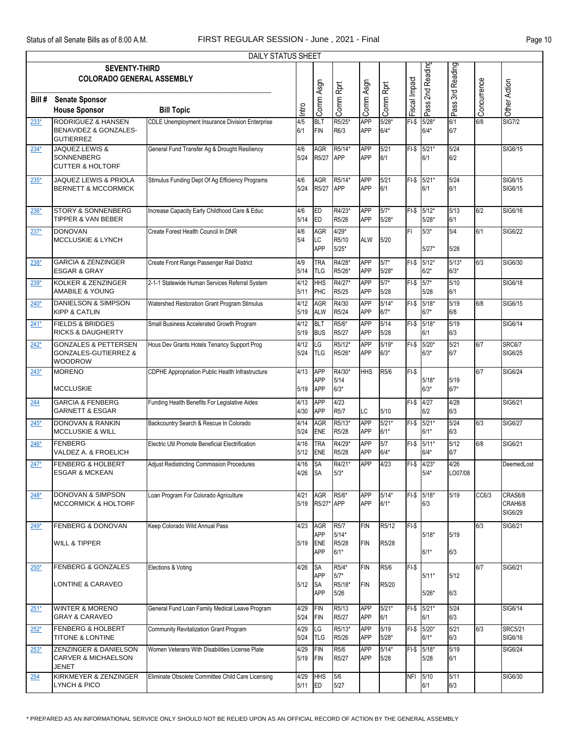Status of all Senate Bills as of 8:00 A.M. FIRST REGULAR SESSION - June , 2021 - Final

DAILY STATUS SHEET

**SEVENTY-THIRD COLORADO GENERAL ASSEMBLY**

| Bill # | Senate Sponsor / House Sponsor | Bill Topic | Intro | Comm Asgn | Comm Rprt | Comm Asgn | Comm Rprt | Fiscal Impact | Pass 2nd Reading | Pass 3rd Reading | Concurrence | Other Action |
|---|---|---|---|---|---|---|---|---|---|---|---|---|
| 233* | RODRIGUEZ & HANSEN<br>BENAVIDEZ & GONZALES-GUTIERREZ | CDLE Unemployment Insurance Division Enterprise | 4/5<br>6/1 | BLT<br>FIN | R5/25*<br>R6/3 | APP<br>APP | 5/28*<br>6/4* | FI-$ | 5/28*<br>6/4* | 6/1<br>6/7 | 6/8 | SIG7/2 |
| 234* | JAQUEZ LEWIS & SONNENBERG<br>CUTTER & HOLTORF | General Fund Transfer Ag & Drought Resiliency | 4/6<br>5/24 | AGR<br>R5/27 | R5/14*<br>APP | APP<br>APP | 5/21<br>6/1 | FI-$ | 5/21*<br>6/1 | 5/24<br>6/2 | | SIG6/15 |
| 235* | JAQUEZ LEWIS & PRIOLA<br>BERNETT & MCCORMICK | Stimulus Funding Dept Of Ag Efficiency Programs | 4/6<br>5/24 | AGR<br>R5/27 | R5/14*<br>APP | APP<br>APP | 5/21<br>6/1 | FI-$ | 5/21*<br>6/1 | 5/24<br>6/1 | | SIG6/15<br>SIG6/15 |
| 236* | STORY & SONNENBERG<br>TIPPER & VAN BEBER | Increase Capacity Early Childhood Care & Educ | 4/6<br>5/14 | ED<br>ED | R4/23*<br>R5/26 | APP<br>APP | 5/7*<br>5/28* | FI-$ | 5/12*<br>5/28* | 5/13<br>6/1 | 6/2 | SIG6/16 |
| 237* | DONOVAN<br>MCCLUSKIE & LYNCH | Create Forest Health Council In DNR | 4/6<br>5/4 | AGR<br>LC<br>APP | 4/29*<br>R5/10<br>5/25* | ALW | 5/20 | FI | 5/3*<br>5/27* | 5/4<br>5/28 | 6/1 | SIG6/22 |
| 238* | GARCIA & ZENZINGER<br>ESGAR & GRAY | Create Front Range Passenger Rail District | 4/9<br>5/14 | TRA<br>TLG | R4/28*<br>R5/26* | APP<br>APP | 5/7*<br>5/28* | FI-$ | 5/12*<br>6/2* | 5/13*<br>6/3* | 6/3 | SIG6/30 |
| 239* | KOLKER & ZENZINGER<br>AMABILE & YOUNG | 2-1-1 Statewide Human Services Referral System | 4/12<br>5/11 | HHS<br>PHC | R4/27*<br>R5/25 | APP<br>APP | 5/7*<br>5/28 | FI-$ | 5/7*<br>5/28 | 5/10<br>6/1 | | SIG6/18 |
| 240* | DANIELSON & SIMPSON<br>KIPP & CATLIN | Watershed Restoration Grant Program Stimulus | 4/12<br>5/19 | AGR<br>ALW | R4/30<br>R5/24 | APP<br>APP | 5/14*<br>6/7* | FI-$ | 5/18*<br>6/7* | 5/19<br>6/8 | 6/8 | SIG6/15 |
| 241* | FIELDS & BRIDGES<br>RICKS & DAUGHERTY | Small Business Accelerated Growth Program | 4/12<br>5/19 | BLT<br>BUS | R5/6*<br>R5/27 | APP<br>APP | 5/14<br>5/28 | FI-$ | 5/18*<br>6/1 | 5/19<br>6/3 | | SIG6/14 |
| 242* | GONZALES & PETTERSEN<br>GONZALES-GUTIERREZ & WOODROW | Hous Dev Grants Hotels Tenancy Support Prog | 4/12<br>5/24 | LG<br>TLG | R5/12*<br>R5/26* | APP<br>APP | 5/19*<br>6/3* | FI-$ | 5/20*<br>6/3* | 5/21<br>6/7 | 6/7 | SRC6/7<br>SIG6/25 |
| 243* | MORENO<br>MCCLUSKIE | CDPHE Appropriation Public Health Infrastructure | 4/13<br>5/19 | APP<br>APP<br>APP | R4/30*<br>5/14<br>6/3* | HHS | R5/6 | FI-$ | 5/18*<br>6/3* | 5/19<br>6/7* | 6/7 | SIG6/24 |
| 244 | GARCIA & FENBERG<br>GARNETT & ESGAR | Funding Health Benefits For Legislative Aides | 4/13<br>4/30 | APP<br>APP | 4/23<br>R5/7 | LC | 5/10 | FI-$ | 4/27<br>6/2 | 4/28<br>6/3 | | SIG6/21 |
| 245* | DONOVAN & RANKIN<br>MCCLUSKIE & WILL | Backcountry Search & Rescue In Colorado | 4/14<br>5/24 | AGR<br>ENE | R5/13*<br>R5/28 | APP<br>APP | 5/21*<br>6/1* | FI-$ | 5/21*<br>6/1* | 5/24<br>6/3 | 6/3 | SIG6/27 |
| 246* | FENBERG<br>VALDEZ A. & FROELICH | Electric Util Promote Beneficial Electrification | 4/16<br>5/12 | TRA<br>ENE | R4/29*<br>R5/28 | APP<br>APP | 5/7<br>6/4* | FI-$ | 5/11*<br>6/4* | 5/12<br>6/7 | 6/8 | SIG6/21 |
| 247* | FENBERG & HOLBERT<br>ESGAR & MCKEAN | Adjust Redistricting Commission Procedures | 4/16<br>4/26 | SA<br>SA | R4/21*<br>5/3* | APP | 4/23 | FI-$ | 4/23*<br>5/4* | 4/26<br>LO07/08 | | DeemedLost |
| 248* | DONOVAN & SIMPSON<br>MCCORMICK & HOLTORF | Loan Program For Colorado Agriculture | 4/21<br>5/19 | AGR<br>R5/27* | R5/6*<br>APP | APP<br>APP | 5/14*<br>6/1* | FI-$ | 5/18*<br>6/3 | 5/19 | CC6/3 | CRAS6/8<br>CRAH6/8<br>SIG6/29 |
| 249* | FENBERG & DONOVAN<br>WILL & TIPPER | Keep Colorado Wild Annual Pass | 4/23<br>5/19 | AGR<br>APP<br>ENE<br>APP | R5/7<br>5/14*<br>R5/28<br>6/1* | FIN<br>FIN | R5/12<br>R5/28 | FI-$ | 5/18*<br>6/1* | 5/19<br>6/3 | 6/3 | SIG6/21 |
| 250* | FENBERG & GONZALES<br>LONTINE & CARAVEO | Elections & Voting | 4/26<br>5/12 | SA<br>APP<br>SA<br>APP | R5/4*<br>5/7*<br>R5/18*<br>5/26 | FIN<br>FIN | R5/6<br>R5/20 | FI-$ | 5/11*<br>5/26* | 5/12<br>6/3 | 6/7 | SIG6/21 |
| 251* | WINTER & MORENO<br>GRAY & CARAVEO | General Fund Loan Family Medical Leave Program | 4/29<br>5/24 | FIN<br>FIN | R5/13<br>R5/27 | APP<br>APP | 5/21*<br>6/1 | FI-$ | 5/21*<br>6/1 | 5/24<br>6/3 | | SIG6/14 |
| 252* | FENBERG & HOLBERT<br>TITONE & LONTINE | Community Revitalization Grant Program | 4/29<br>5/24 | LG<br>TLG | R5/13*<br>R5/26 | APP<br>APP | 5/19<br>5/28* | FI-$ | 5/20*<br>6/1* | 5/21<br>6/3 | 6/3 | SRC5/21<br>SIG6/16 |
| 253* | ZENZINGER & DANIELSON<br>CARVER & MICHAELSON JENET | Women Veterans With Disabilities License Plate | 4/29<br>5/19 | FIN<br>FIN | R5/6<br>R5/27 | APP<br>APP | 5/14*<br>5/28 | FI-$ | 5/18*<br>5/28 | 5/19<br>6/1 | | SIG6/24 |
| 254 | KIRKMEYER & ZENZINGER<br>LYNCH & PICO | Eliminate Obsolete Committee Child Care Licensing | 4/29<br>5/11 | HHS<br>ED | 5/6<br>5/27 | | | NFI | 5/10<br>6/1 | 5/11<br>6/3 | | SIG6/30 |

\* PREPARED AS AN INFORMATIONAL SERVICE ONLY SHOULD NOT BE RELIED UPON AS AN OFFICIAL RECORD OF ACTION BY THE GENERAL ASSEMBLY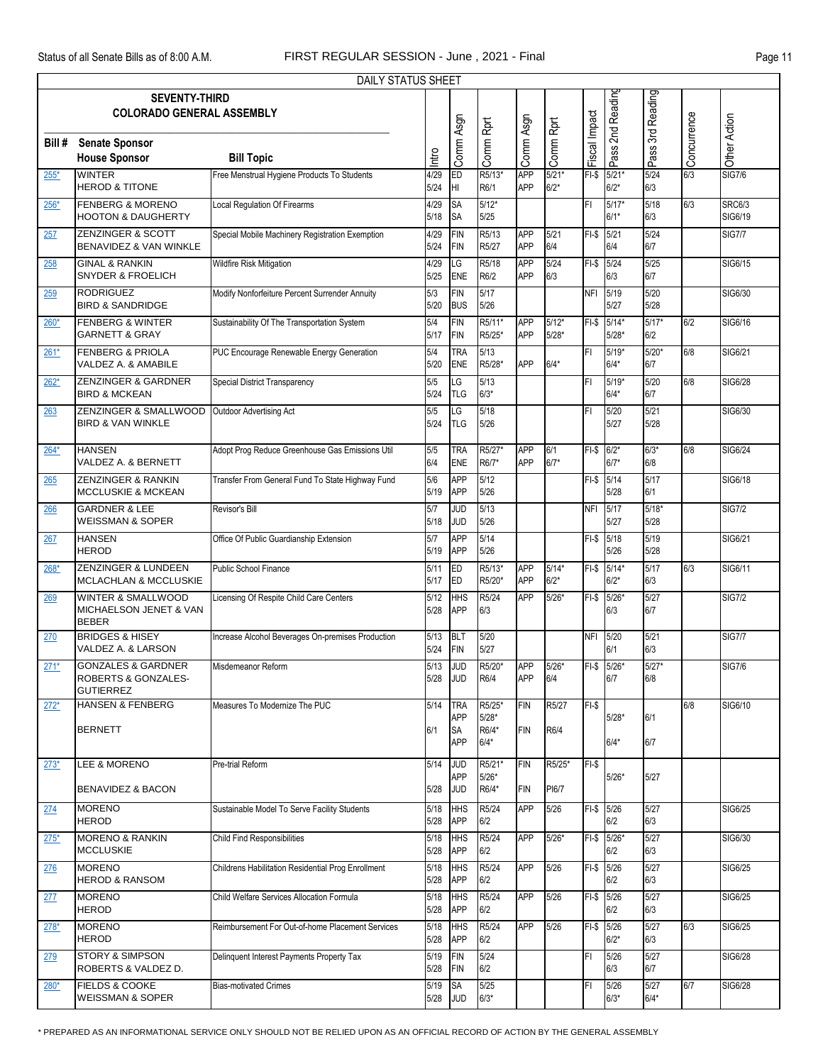DAILY STATUS SHEET

**SEVENTY-THIRD COLORADO GENERAL ASSEMBLY**

| Bill # | Senate Sponsor / House Sponsor | Bill Topic | Intro | Comm Asgn | Comm Rprt | Comm Asgn | Comm Rprt | Fiscal Impact | Pass 2nd Reading | Pass 3rd Reading | Concurrence | Other Action |
|---|---|---|---|---|---|---|---|---|---|---|---|---|
| 255* | WINTER / HEROD & TITONE | Free Menstrual Hygiene Products To Students | 4/29 5/24 | ED HI | R5/13* R6/1 | APP APP | 5/21* 6/2* | FI-$ | 5/21* 6/2* | 5/24 6/3 | 6/3 | SIG7/6 |
| 256* | FENBERG & MORENO / HOOTON & DAUGHERTY | Local Regulation Of Firearms | 4/29 5/18 | SA SA | 5/12* 5/25 | | | FI | 5/17* 6/1* | 5/18 6/3 | 6/3 | SRC6/3 SIG6/19 |
| 257 | ZENZINGER & SCOTT / BENAVIDEZ & VAN WINKLE | Special Mobile Machinery Registration Exemption | 4/29 5/24 | FIN FIN | R5/13 R5/27 | APP APP | 5/21 6/4 | FI-$ | 5/21 6/4 | 5/24 6/7 | | SIG7/7 |
| 258 | GINAL & RANKIN / SNYDER & FROELICH | Wildfire Risk Mitigation | 4/29 5/25 | LG ENE | R5/18 R6/2 | APP APP | 5/24 6/3 | FI-$ | 5/24 6/3 | 5/25 6/7 | | SIG6/15 |
| 259 | RODRIGUEZ / BIRD & SANDRIDGE | Modify Nonforfeiture Percent Surrender Annuity | 5/3 5/20 | FIN BUS | 5/17 5/26 | | | NFI | 5/19 5/27 | 5/20 5/28 | | SIG6/30 |
| 260* | FENBERG & WINTER / GARNETT & GRAY | Sustainability Of The Transportation System | 5/4 5/17 | FIN FIN | R5/11* R5/25* | APP APP | 5/12* 5/28* | FI-$ | 5/14* 5/28* | 5/17* 6/2 | 6/2 | SIG6/16 |
| 261* | FENBERG & PRIOLA / VALDEZ A. & AMABILE | PUC Encourage Renewable Energy Generation | 5/4 5/20 | TRA ENE | 5/13 R5/28* | APP | 6/4* | FI | 5/19* 6/4* | 5/20* 6/7 | 6/8 | SIG6/21 |
| 262* | ZENZINGER & GARDNER / BIRD & MCKEAN | Special District Transparency | 5/5 5/24 | LG TLG | 5/13 6/3* | | | FI | 5/19* 6/4* | 5/20 6/7 | 6/8 | SIG6/28 |
| 263 | ZENZINGER & SMALLWOOD / BIRD & VAN WINKLE | Outdoor Advertising Act | 5/5 5/24 | LG TLG | 5/18 5/26 | | | FI | 5/20 5/27 | 5/21 5/28 | | SIG6/30 |
| 264* | HANSEN / VALDEZ A. & BERNETT | Adopt Prog Reduce Greenhouse Gas Emissions Util | 5/5 6/4 | TRA ENE | R5/27* R6/7* | APP APP | 6/1 6/7* | FI-$ | 6/2* 6/7* | 6/3* 6/8 | 6/8 | SIG6/24 |
| 265 | ZENZINGER & RANKIN / MCCLUSKIE & MCKEAN | Transfer From General Fund To State Highway Fund | 5/6 5/19 | APP APP | 5/12 5/26 | | | FI-$ | 5/14 5/28 | 5/17 6/1 | | SIG6/18 |
| 266 | GARDNER & LEE / WEISSMAN & SOPER | Revisor's Bill | 5/7 5/18 | JUD JUD | 5/13 5/26 | | | NFI | 5/17 5/27 | 5/18* 5/28 | | SIG7/2 |
| 267 | HANSEN / HEROD | Office Of Public Guardianship Extension | 5/7 5/19 | APP APP | 5/14 5/26 | | | FI-$ | 5/18 5/26 | 5/19 5/28 | | SIG6/21 |
| 268* | ZENZINGER & LUNDEEN / MCLACHLAN & MCCLUSKIE | Public School Finance | 5/11 5/17 | ED ED | R5/13* R5/20* | APP APP | 5/14* 6/2* | FI-$ | 5/14* 6/2* | 5/17 6/3 | 6/3 | SIG6/11 |
| 269 | WINTER & SMALLWOOD / MICHAELSON JENET & VAN BEBER | Licensing Of Respite Child Care Centers | 5/12 5/28 | HHS APP | R5/24 6/3 | APP | 5/26* | FI-$ | 5/26* 6/3 | 5/27 6/7 | | SIG7/2 |
| 270 | BRIDGES & HISEY / VALDEZ A. & LARSON | Increase Alcohol Beverages On-premises Production | 5/13 5/24 | BLT FIN | 5/20 5/27 | | | NFI | 5/20 6/1 | 5/21 6/3 | | SIG7/7 |
| 271* | GONZALES & GARDNER / ROBERTS & GONZALES-GUTIERREZ | Misdemeanor Reform | 5/13 5/28 | JUD JUD | R5/20* R6/4 | APP APP | 5/26* 6/4 | FI-$ | 5/26* 6/7 | 5/27* 6/8 | | SIG7/6 |
| 272* | HANSEN & FENBERG / BERNETT | Measures To Modernize The PUC | 5/14 6/1 | TRA APP SA APP | R5/25* 5/28* R6/4* 6/4* | FIN FIN | R5/27 R6/4 | FI-$ | 5/28* 6/4* | 6/1 6/7 | 6/8 | SIG6/10 |
| 273* | LEE & MORENO / BENAVIDEZ & BACON | Pre-trial Reform | 5/14 5/28 | JUD APP JUD | R5/21* 5/26* R6/4* | FIN FIN | R5/25* PI6/7 | FI-$ | 5/26* | 5/27 | | |
| 274 | MORENO / HEROD | Sustainable Model To Serve Facility Students | 5/18 5/28 | HHS APP | R5/24 6/2 | APP | 5/26 | FI-$ | 5/26 6/2 | 5/27 6/3 | | SIG6/25 |
| 275* | MORENO & RANKIN / MCCLUSKIE | Child Find Responsibilities | 5/18 5/28 | HHS APP | R5/24 6/2 | APP | 5/26* | FI-$ | 5/26* 6/2 | 5/27 6/3 | | SIG6/30 |
| 276 | MORENO / HEROD & RANSOM | Childrens Habilitation Residential Prog Enrollment | 5/18 5/28 | HHS APP | R5/24 6/2 | APP | 5/26 | FI-$ | 5/26 6/2 | 5/27 6/3 | | SIG6/25 |
| 277 | MORENO / HEROD | Child Welfare Services Allocation Formula | 5/18 5/28 | HHS APP | R5/24 6/2 | APP | 5/26 | FI-$ | 5/26 6/2 | 5/27 6/3 | | SIG6/25 |
| 278* | MORENO / HEROD | Reimbursement For Out-of-home Placement Services | 5/18 5/28 | HHS APP | R5/24 6/2 | APP | 5/26 | FI-$ | 5/26 6/2* | 5/27 6/3 | 6/3 | SIG6/25 |
| 279 | STORY & SIMPSON / ROBERTS & VALDEZ D. | Delinquent Interest Payments Property Tax | 5/19 5/28 | FIN FIN | 5/24 6/2 | | | FI | 5/26 6/3 | 5/27 6/7 | | SIG6/28 |
| 280* | FIELDS & COOKE / WEISSMAN & SOPER | Bias-motivated Crimes | 5/19 5/28 | SA JUD | 5/25 6/3* | | | FI | 5/26 6/3* | 5/27 6/4* | 6/7 | SIG6/28 |

\* PREPARED AS AN INFORMATIONAL SERVICE ONLY SHOULD NOT BE RELIED UPON AS AN OFFICIAL RECORD OF ACTION BY THE GENERAL ASSEMBLY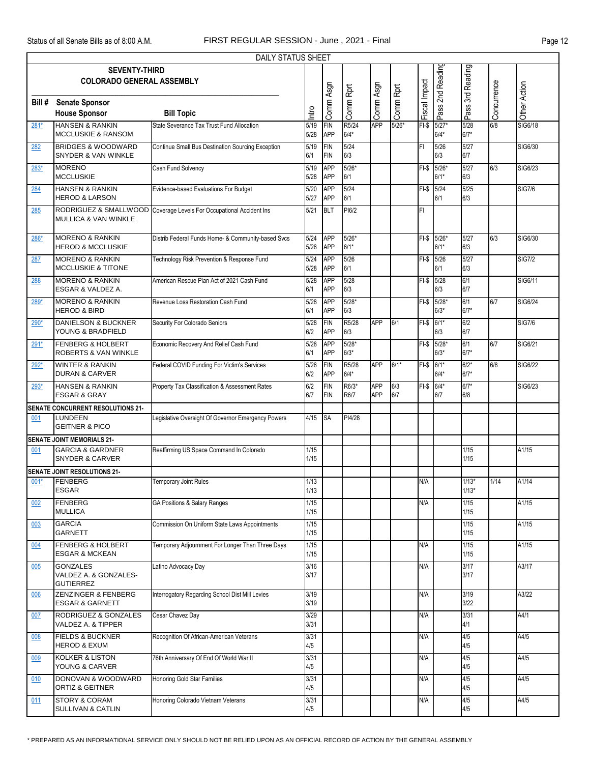DAILY STATUS SHEET

| SEVENTY-THIRD COLORADO GENERAL ASSEMBLY<br>Bill # | Senate Sponsor<br>House Sponsor | Bill Topic | Intro | Comm Asgn | Comm Rprt | Comm Asgn | Comm Rprt | Fiscal Impact | Pass 2nd Reading | Pass 3rd Reading | Concurrence | Other Action |
|---|---|---|---|---|---|---|---|---|---|---|---|---|
| 281* | HANSEN & RANKIN<br>MCCLUSKIE & RANSOM | State Severance Tax Trust Fund Allocation | 5/19<br>5/28 | FIN<br>APP | R5/24<br>6/4* | APP | 5/26* | FI-$ | 5/27*<br>6/4* | 5/28<br>6/7* | 6/8 | SIG6/18 |
| 282 | BRIDGES & WOODWARD<br>SNYDER & VAN WINKLE | Continue Small Bus Destination Sourcing Exception | 5/19<br>6/1 | FIN<br>FIN | 5/24<br>6/3 | | | FI | 5/26<br>6/3 | 5/27<br>6/7 | | SIG6/30 |
| 283* | MORENO<br>MCCLUSKIE | Cash Fund Solvency | 5/19<br>5/28 | APP<br>APP | 5/26*<br>6/1 | | | FI-$ | 5/26*<br>6/1* | 5/27<br>6/3 | 6/3 | SIG6/23 |
| 284 | HANSEN & RANKIN<br>HEROD & LARSON | Evidence-based Evaluations For Budget | 5/20<br>5/27 | APP<br>APP | 5/24<br>6/1 | | | FI-$ | 5/24<br>6/1 | 5/25<br>6/3 | | SIG7/6 |
| 285 | RODRIGUEZ & SMALLWOOD<br>MULLICA & VAN WINKLE | Coverage Levels For Occupational Accident Ins | 5/21 | BLT | PI6/2 | | | FI | | | | |
| 286* | MORENO & RANKIN<br>HEROD & MCCLUSKIE | Distrib Federal Funds Home- & Community-based Svcs | 5/24<br>5/28 | APP<br>APP | 5/26*<br>6/1* | | | FI-$ | 5/26*<br>6/1* | 5/27<br>6/3 | 6/3 | SIG6/30 |
| 287 | MORENO & RANKIN<br>MCCLUSKIE & TITONE | Technology Risk Prevention & Response Fund | 5/24<br>5/28 | APP<br>APP | 5/26<br>6/1 | | | FI-$ | 5/26<br>6/1 | 5/27<br>6/3 | | SIG7/2 |
| 288 | MORENO & RANKIN<br>ESGAR & VALDEZ A. | American Rescue Plan Act of 2021 Cash Fund | 5/28<br>6/1 | APP<br>APP | 5/28<br>6/3 | | | FI-$ | 5/28<br>6/3 | 6/1<br>6/7 | | SIG6/11 |
| 289* | MORENO & RANKIN<br>HEROD & BIRD | Revenue Loss Restoration Cash Fund | 5/28<br>6/1 | APP<br>APP | 5/28*<br>6/3 | | | FI-$ | 5/28*<br>6/3* | 6/1<br>6/7* | 6/7 | SIG6/24 |
| 290* | DANIELSON & BUCKNER<br>YOUNG & BRADFIELD | Security For Colorado Seniors | 5/28<br>6/2 | FIN<br>APP | R5/28<br>6/3 | APP | 6/1 | FI-$ | 6/1*<br>6/3 | 6/2<br>6/7 | | SIG7/6 |
| 291* | FENBERG & HOLBERT<br>ROBERTS & VAN WINKLE | Economic Recovery And Relief Cash Fund | 5/28<br>6/1 | APP<br>APP | 5/28*<br>6/3* | | | FI-$ | 5/28*<br>6/3* | 6/1<br>6/7* | 6/7 | SIG6/21 |
| 292* | WINTER & RANKIN<br>DURAN & CARVER | Federal COVID Funding For Victim's Services | 5/28<br>6/2 | FIN<br>APP | R5/28<br>6/4* | APP | 6/1* | FI-$ | 6/1*<br>6/4* | 6/2*<br>6/7* | 6/8 | SIG6/22 |
| 293* | HANSEN & RANKIN<br>ESGAR & GRAY | Property Tax Classification & Assessment Rates | 6/2<br>6/7 | FIN<br>FIN | R6/3*<br>R6/7 | APP<br>APP | 6/3<br>6/7 | FI-$ | 6/4*<br>6/7 | 6/7*<br>6/8 | | SIG6/23 |
| **SENATE CONCURRENT RESOLUTIONS 21-** | | | | | | | | | | | | |
| 001 | LUNDEEN<br>GEITNER & PICO | Legislative Oversight Of Governor Emergency Powers | 4/15 | SA | PI4/28 | | | | | | | |
| **SENATE JOINT MEMORIALS 21-** | | | | | | | | | | | | |
| 001 | GARCIA & GARDNER<br>SNYDER & CARVER | Reaffirming US Space Command In Colorado | 1/15<br>1/15 | | | | | | | 1/15<br>1/15 | | A1/15 |
| **SENATE JOINT RESOLUTIONS 21-** | | | | | | | | | | | | |
| 001* | FENBERG<br>ESGAR | Temporary Joint Rules | 1/13<br>1/13 | | | | | N/A | | 1/13*<br>1/13* | 1/14 | A1/14 |
| 002 | FENBERG<br>MULLICA | GA Positions & Salary Ranges | 1/15<br>1/15 | | | | | N/A | | 1/15<br>1/15 | | A1/15 |
| 003 | GARCIA<br>GARNETT | Commission On Uniform State Laws Appointments | 1/15<br>1/15 | | | | | | | 1/15<br>1/15 | | A1/15 |
| 004 | FENBERG & HOLBERT<br>ESGAR & MCKEAN | Temporary Adjournment For Longer Than Three Days | 1/15<br>1/15 | | | | | N/A | | 1/15<br>1/15 | | A1/15 |
| 005 | GONZALES<br>VALDEZ A. & GONZALES-GUTIERREZ | Latino Advocacy Day | 3/16<br>3/17 | | | | | N/A | | 3/17<br>3/17 | | A3/17 |
| 006 | ZENZINGER & FENBERG<br>ESGAR & GARNETT | Interrogatory Regarding School Dist Mill Levies | 3/19<br>3/19 | | | | | N/A | | 3/19<br>3/22 | | A3/22 |
| 007 | RODRIGUEZ & GONZALES<br>VALDEZ A. & TIPPER | Cesar Chavez Day | 3/29<br>3/31 | | | | | N/A | | 3/31<br>4/1 | | A4/1 |
| 008 | FIELDS & BUCKNER<br>HEROD & EXUM | Recognition Of African-American Veterans | 3/31<br>4/5 | | | | | N/A | | 4/5<br>4/5 | | A4/5 |
| 009 | KOLKER & LISTON<br>YOUNG & CARVER | 76th Anniversary Of End Of World War II | 3/31<br>4/5 | | | | | N/A | | 4/5<br>4/5 | | A4/5 |
| 010 | DONOVAN & WOODWARD<br>ORTIZ & GEITNER | Honoring Gold Star Families | 3/31<br>4/5 | | | | | N/A | | 4/5<br>4/5 | | A4/5 |
| 011 | STORY & CORAM<br>SULLIVAN & CATLIN | Honoring Colorado Vietnam Veterans | 3/31<br>4/5 | | | | | N/A | | 4/5<br>4/5 | | A4/5 |

* PREPARED AS AN INFORMATIONAL SERVICE ONLY SHOULD NOT BE RELIED UPON AS AN OFFICIAL RECORD OF ACTION BY THE GENERAL ASSEMBLY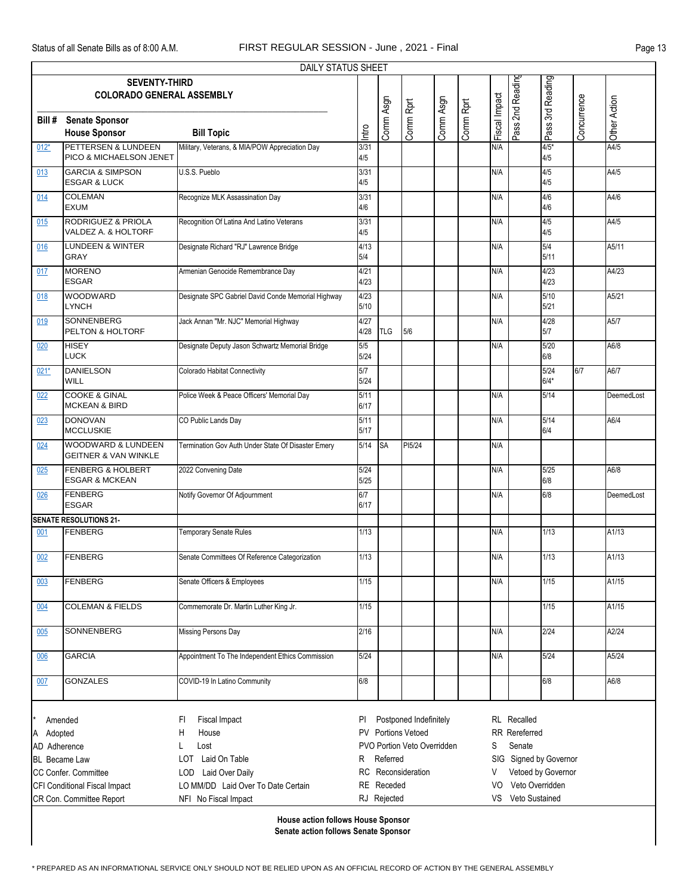DAILY STATUS SHEET

**SEVENTY-THIRD COLORADO GENERAL ASSEMBLY**

| Bill # | Senate Sponsor / House Sponsor | Bill Topic | Intro | Comm Asgn | Comm Rprt | Comm Asgn | Comm Rprt | Fiscal Impact | Pass 2nd Reading | Pass 3rd Reading | Concurrence | Other Action |
|---|---|---|---|---|---|---|---|---|---|---|---|---|
| 012* | PETTERSEN & LUNDEEN<br>PICO & MICHAELSON JENET | Military, Veterans, & MIA/POW Appreciation Day | 3/31<br>4/5 | | | | | N/A | | 4/5*<br>4/5 | | A4/5 |
| 013 | GARCIA & SIMPSON<br>ESGAR & LUCK | U.S.S. Pueblo | 3/31<br>4/5 | | | | | N/A | | 4/5<br>4/5 | | A4/5 |
| 014 | COLEMAN<br>EXUM | Recognize MLK Assassination Day | 3/31<br>4/6 | | | | | N/A | | 4/6<br>4/6 | | A4/6 |
| 015 | RODRIGUEZ & PRIOLA<br>VALDEZ A. & HOLTORF | Recognition Of Latina And Latino Veterans | 3/31<br>4/5 | | | | | N/A | | 4/5<br>4/5 | | A4/5 |
| 016 | LUNDEEN & WINTER<br>GRAY | Designate Richard "RJ" Lawrence Bridge | 4/13<br>5/4 | | | | | N/A | | 5/4<br>5/11 | | A5/11 |
| 017 | MORENO<br>ESGAR | Armenian Genocide Remembrance Day | 4/21<br>4/23 | | | | | N/A | | 4/23<br>4/23 | | A4/23 |
| 018 | WOODWARD<br>LYNCH | Designate SPC Gabriel David Conde Memorial Highway | 4/23<br>5/10 | | | | | N/A | | 5/10<br>5/21 | | A5/21 |
| 019 | SONNENBERG<br>PELTON & HOLTORF | Jack Annan "Mr. NJC" Memorial Highway | 4/27<br>4/28 | TLG | 5/6 | | | N/A | | 4/28<br>5/7 | | A5/7 |
| 020 | HISEY<br>LUCK | Designate Deputy Jason Schwartz Memorial Bridge | 5/5<br>5/24 | | | | | N/A | | 5/20<br>6/8 | | A6/8 |
| 021* | DANIELSON<br>WILL | Colorado Habitat Connectivity | 5/7<br>5/24 | | | | | | | 5/24<br>6/4* | 6/7 | A6/7 |
| 022 | COOKE & GINAL<br>MCKEAN & BIRD | Police Week & Peace Officers' Memorial Day | 5/11<br>6/17 | | | | | N/A | | 5/14 | | DeemedLost |
| 023 | DONOVAN<br>MCCLUSKIE | CO Public Lands Day | 5/11<br>5/17 | | | | | N/A | | 5/14<br>6/4 | | A6/4 |
| 024 | WOODWARD & LUNDEEN<br>GEITNER & VAN WINKLE | Termination Gov Auth Under State Of Disaster Emery | 5/14 | SA | PI5/24 | | | N/A | | | | |
| 025 | FENBERG & HOLBERT<br>ESGAR & MCKEAN | 2022 Convening Date | 5/24<br>5/25 | | | | | N/A | | 5/25<br>6/8 | | A6/8 |
| 026 | FENBERG<br>ESGAR | Notify Governor Of Adjournment | 6/7<br>6/17 | | | | | N/A | | 6/8 | | DeemedLost |
| **SENATE RESOLUTIONS 21-** | | | | | | | | | | | | |
| 001 | FENBERG | Temporary Senate Rules | 1/13 | | | | | N/A | | 1/13 | | A1/13 |
| 002 | FENBERG | Senate Committees Of Reference Categorization | 1/13 | | | | | N/A | | 1/13 | | A1/13 |
| 003 | FENBERG | Senate Officers & Employees | 1/15 | | | | | N/A | | 1/15 | | A1/15 |
| 004 | COLEMAN & FIELDS | Commemorate Dr. Martin Luther King Jr. | 1/15 | | | | | | | 1/15 | | A1/15 |
| 005 | SONNENBERG | Missing Persons Day | 2/16 | | | | | N/A | | 2/24 | | A2/24 |
| 006 | GARCIA | Appointment To The Independent Ethics Commission | 5/24 | | | | | N/A | | 5/24 | | A5/24 |
| 007 | GONZALES | COVID-19 In Latino Community | 6/8 | | | | | | | 6/8 | | A6/8 |

| | | | |
|---|---|---|---|
| * Amended | FI Fiscal Impact | PI Postponed Indefinitely | RL Recalled |
| A Adopted | H House | PV Portions Vetoed | RR Rereferred |
| AD Adherence | L Lost | PVO Portion Veto Overridden | S Senate |
| BL Became Law | LOT Laid On Table | R Referred | SIG Signed by Governor |
| CC Confer. Committee | LOD Laid Over Daily | RC Reconsideration | V Vetoed by Governor |
| CFI Conditional Fiscal Impact | LO MM/DD Laid Over To Date Certain | RE Receded | VO Veto Overridden |
| CR Con. Committee Report | NFI No Fiscal Impact | RJ Rejected | VS Veto Sustained |

**House action follows House Sponsor**
**Senate action follows Senate Sponsor**

* PREPARED AS AN INFORMATIONAL SERVICE ONLY SHOULD NOT BE RELIED UPON AS AN OFFICIAL RECORD OF ACTION BY THE GENERAL ASSEMBLY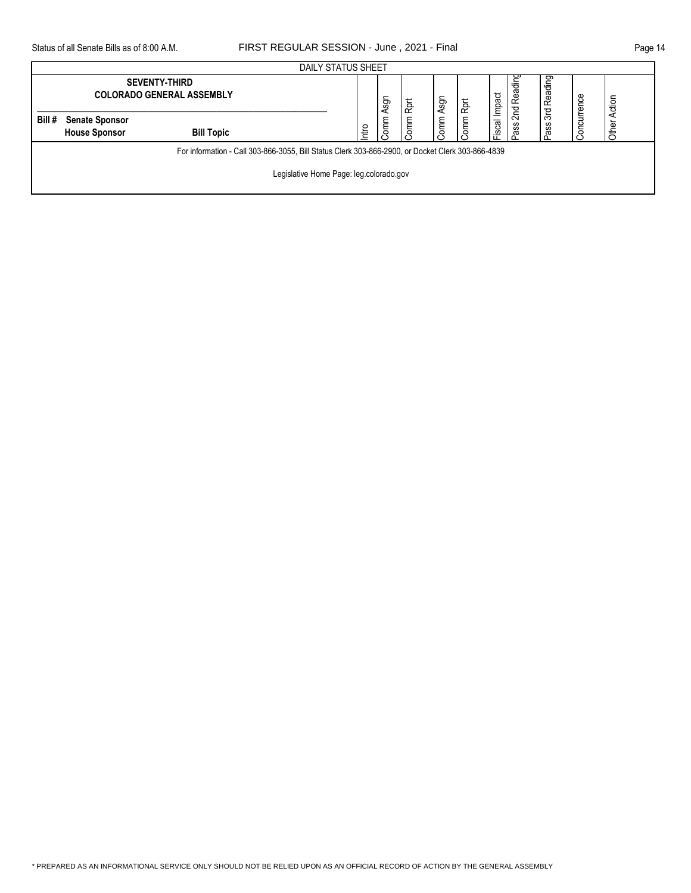DAILY STATUS SHEET

| SEVENTY-THIRD COLORADO GENERAL ASSEMBLY<br>Bill # Senate Sponsor / House Sponsor | Bill Topic | Intro | Comm Asgn | Comm Rprt | Comm Asgn | Comm Rprt | Fiscal Impact | Pass 2nd Reading | Pass 3rd Reading | Concurrence | Other Action |
|---|---|---|---|---|---|---|---|---|---|---|---|

For information - Call 303-866-3055, Bill Status Clerk 303-866-2900, or Docket Clerk 303-866-4839

Legislative Home Page: leg.colorado.gov

* PREPARED AS AN INFORMATIONAL SERVICE ONLY SHOULD NOT BE RELIED UPON AS AN OFFICIAL RECORD OF ACTION BY THE GENERAL ASSEMBLY